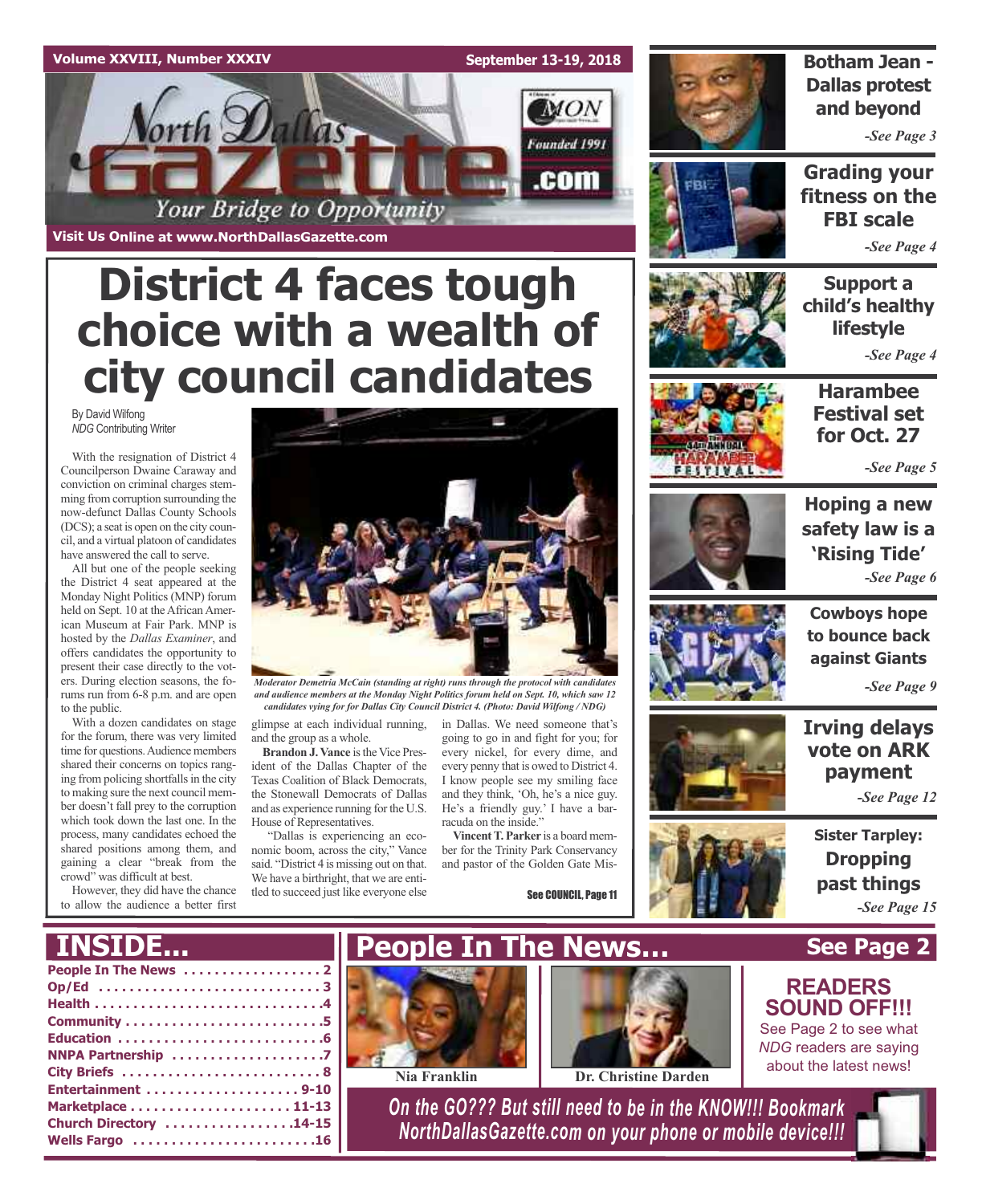Volume XXVIII, Number XXXIV

September 13-19, 2018

# North Dallas Gazette

Your Bridge to Opportunity

Founded 1991

.com

Visit Us Online at www.NorthDallasGazette.com

# District 4 faces tough choice with a wealth of city council candidates

By David Wilfong
*NDG* Contributing Writer

With the resignation of District 4 Councilperson Dwaine Caraway and conviction on criminal charges stemming from corruption surrounding the now-defunct Dallas County Schools (DCS); a seat is open on the city council, and a virtual platoon of candidates have answered the call to serve.

All but one of the people seeking the District 4 seat appeared at the Monday Night Politics (MNP) forum held on Sept. 10 at the African American Museum at Fair Park. MNP is hosted by the *Dallas Examiner*, and offers candidates the opportunity to present their case directly to the voters. During election seasons, the forums run from 6-8 p.m. and are open to the public.

With a dozen candidates on stage for the forum, there was very limited time for questions. Audience members shared their concerns on topics ranging from policing shortfalls in the city to making sure the next council member doesn't fall prey to the corruption which took down the last one. In the process, many candidates echoed the shared positions among them, and gaining a clear "break from the crowd" was difficult at best.

However, they did have the chance to allow the audience a better first glimpse at each individual running, and the group as a whole.

*Moderator Demetria McCain (standing at right) runs through the protocol with candidates and audience members at the Monday Night Politics forum held on Sept. 10, which saw 12 candidates vying for for Dallas City Council District 4. (Photo: David Wilfong / NDG)*

**Brandon J. Vance** is the Vice President of the Dallas Chapter of the Texas Coalition of Black Democrats, the Stonewall Democrats of Dallas and as experience running for the U.S. House of Representatives.

"Dallas is experiencing an economic boom, across the city," Vance said. "District 4 is missing out on that. We have a birthright, that we are entitled to succeed just like everyone else in Dallas. We need someone that's going to go in and fight for you; for every nickel, for every dime, and every penny that is owed to District 4. I know people see my smiling face and they think, 'Oh, he's a nice guy. He's a friendly guy.' I have a barracuda on the inside."

**Vincent T. Parker** is a board member for the Trinity Park Conservancy and pastor of the Golden Gate Mis-

See COUNCIL, Page 11

## Botham Jean - Dallas protest and beyond
*-See Page 3*

## Grading your fitness on the FBI scale
*-See Page 4*

## Support a child's healthy lifestyle
*-See Page 4*

## Harambee Festival set for Oct. 27
*-See Page 5*

## Hoping a new safety law is a 'Rising Tide'
*-See Page 6*

## Cowboys hope to bounce back against Giants
*-See Page 9*

## Irving delays vote on ARK payment
*-See Page 12*

## Sister Tarpley: Dropping past things
*-See Page 15*

## INSIDE...

- People In The News . . . . . . . . . . . . 2
- Op/Ed . . . . . . . . . . . . 3
- Health . . . . . . . . . . . . 4
- Community . . . . . . . . . . . . 5
- Education . . . . . . . . . . . . 6
- NNPA Partnership . . . . . . . . . . . . 7
- City Briefs . . . . . . . . . . . . 8
- Entertainment . . . . . . . . . . . . 9-10
- Marketplace . . . . . . . . . . . . 11-13
- Church Directory . . . . . . . . . . . . 14-15
- Wells Fargo . . . . . . . . . . . . 16

## People In The News... See Page 2

Nia Franklin

Dr. Christine Darden

## READERS SOUND OFF!!!

See Page 2 to see what *NDG* readers are saying about the latest news!

*On the GO??? But still need to be in the KNOW!!! Bookmark NorthDallasGazette.com on your phone or mobile device!!!*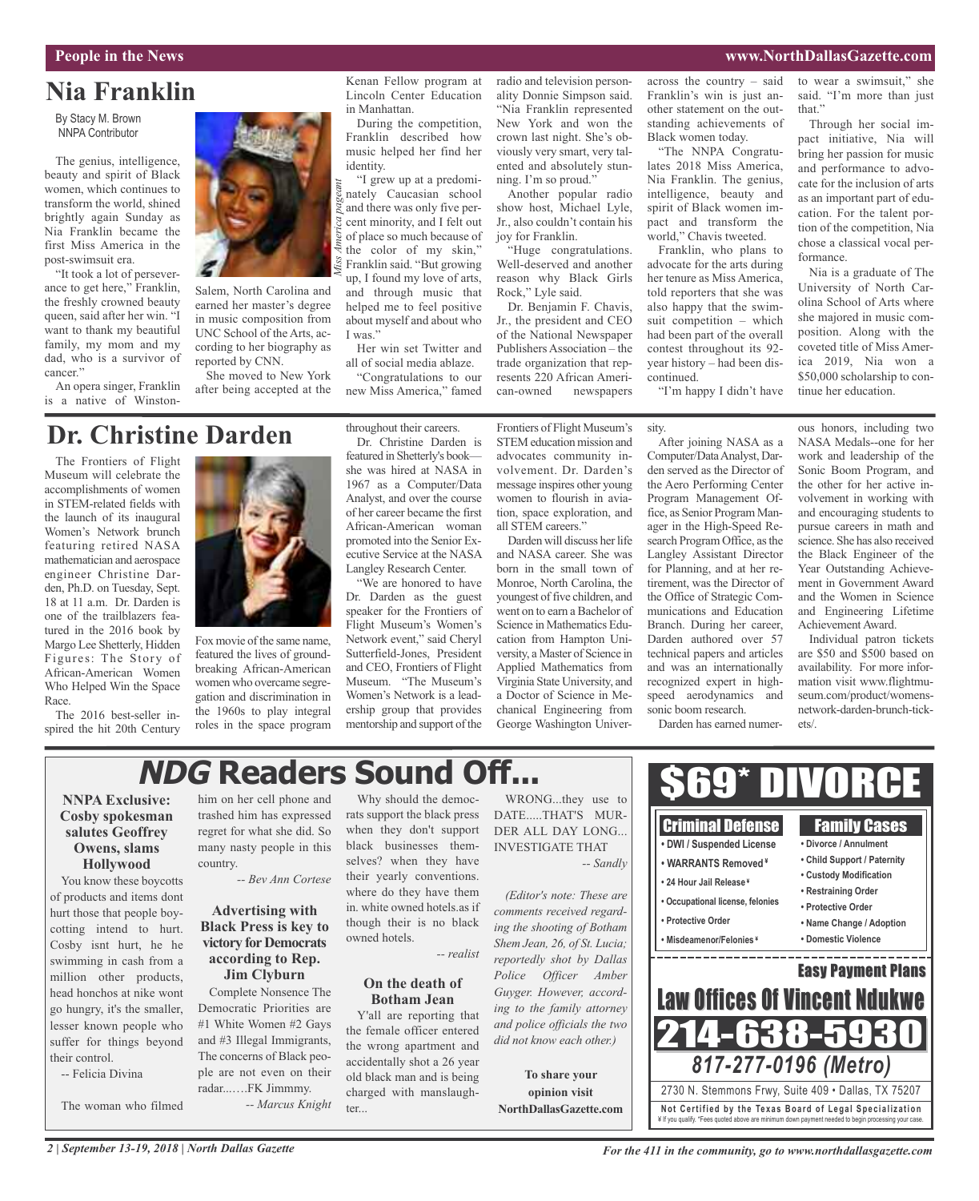People in the News

# Nia Franklin

By Stacy M. Brown
NNPA Contributor

The genius, intelligence, beauty and spirit of Black women, which continues to transform the world, shined brightly again Sunday as Nia Franklin became the first Miss America in the post-swimsuit era.

"It took a lot of perseverance to get here," Franklin, the freshly crowned beauty queen, said after her win. "I want to thank my beautiful family, my mom and my dad, who is a survivor of cancer."

An opera singer, Franklin is a native of Winston-Salem, North Carolina and earned her master's degree in music composition from UNC School of the Arts, according to her biography as reported by CNN.

She moved to New York after being accepted at the Kenan Fellow program at Lincoln Center Education in Manhattan.

During the competition, Franklin described how music helped her find her identity.

"I grew up at a predominately Caucasian school and there was only five percent minority, and I felt out of place so much because of the color of my skin," Franklin said. "But growing up, I found my love of arts, and through music that helped me to feel positive about myself and about who I was."

Her win set Twitter and all of social media ablaze.

"Congratulations to our new Miss America," famed radio and television personality Donnie Simpson said. "Nia Franklin represented New York and won the crown last night. She's obviously very smart, very talented and absolutely stunning. I'm so proud."

Another popular radio show host, Michael Lyle, Jr., also couldn't contain his joy for Franklin.

"Huge congratulations. Well-deserved and another reason why Black Girls Rock," Lyle said.

Dr. Benjamin F. Chavis, Jr., the president and CEO of the National Newspaper Publishers Association – the trade organization that represents 220 African American-owned newspapers across the country – said Franklin's win is just another statement on the outstanding achievements of Black women today.

"The NNPA Congratulates 2018 Miss America, Nia Franklin. The genius, intelligence, beauty and spirit of Black women impact and transform the world," Chavis tweeted.

Franklin, who plans to advocate for the arts during her tenure as Miss America, told reporters that she was also happy that the swimsuit competition – which had been part of the overall contest throughout its 92-year history – had been discontinued.

"I'm happy I didn't have to wear a swimsuit," she said. "I'm more than just that."

Through her social impact initiative, Nia will bring her passion for music and performance to advocate for the inclusion of arts as an important part of education. For the talent portion of the competition, Nia chose a classical vocal performance.

Nia is a graduate of The University of North Carolina School of Arts where she majored in music composition. Along with the coveted title of Miss America 2019, Nia won a $50,000 scholarship to continue her education.

*Miss America pageant*

# Dr. Christine Darden

The Frontiers of Flight Museum will celebrate the accomplishments of women in STEM-related fields with the launch of its inaugural Women's Network brunch featuring retired NASA mathematician and aerospace engineer Christine Darden, Ph.D. on Tuesday, Sept. 18 at 11 a.m. Dr. Darden is one of the trailblazers featured in the 2016 book by Margo Lee Shetterly, Hidden Figures: The Story of African-American Women Who Helped Win the Space Race.

The 2016 best-seller inspired the hit 20th Century Fox movie of the same name, featured the lives of groundbreaking African-American women who overcame segregation and discrimination in the 1960s to play integral roles in the space program throughout their careers.

Dr. Christine Darden is featured in Shetterly's book—she was hired at NASA in 1967 as a Computer/Data Analyst, and over the course of her career became the first African-American woman promoted into the Senior Executive Service at the NASA Langley Research Center.

"We are honored to have Dr. Darden as the guest speaker for the Frontiers of Flight Museum's Women's Network event," said Cheryl Sutterfield-Jones, President and CEO, Frontiers of Flight Museum. "The Museum's Women's Network is a leadership group that provides mentorship and support of the Frontiers of Flight Museum's STEM education mission and advocates community involvement. Dr. Darden's message inspires other young women to flourish in aviation, space exploration, and all STEM careers."

Darden will discuss her life and NASA career. She was born in the small town of Monroe, North Carolina, the youngest of five children, and went on to earn a Bachelor of Science in Mathematics Education from Hampton University, a Master of Science in Applied Mathematics from Virginia State University, and a Doctor of Science in Mechanical Engineering from George Washington University.

After joining NASA as a Computer/Data Analyst, Darden served as the Director of the Aero Performing Center Program Management Office, as Senior Program Manager in the High-Speed Research Program Office, as the Langley Assistant Director for Planning, and at her retirement, was the Director of the Office of Strategic Communications and Education Branch. During her career, Darden authored over 57 technical papers and articles and was an internationally recognized expert in high-speed aerodynamics and sonic boom research.

Darden has earned numerous honors, including two NASA Medals--one for her work and leadership of the Sonic Boom Program, and the other for her active involvement in working with and encouraging students to pursue careers in math and science. She has also received the Black Engineer of the Year Outstanding Achievement in Government Award and the Women in Science and Engineering Lifetime Achievement Award.

Individual patron tickets are $50 and $500 based on availability. For more information visit www.flightmuseum.com/product/womens-network-darden-brunch-tickets/.

# *NDG* Readers Sound Off...

### NNPA Exclusive: Cosby spokesman salutes Geoffrey Owens, slams Hollywood

You know these boycotts of products and items dont hurt those that people boycotting intend to hurt. Cosby isnt hurt, he he swimming in cash from a million other products, head honchos at nike wont go hungry, it's the smaller, lesser known people who suffer for things beyond their control.

-- Felicia Divina

The woman who filmed him on her cell phone and trashed him has expressed regret for what she did. So many nasty people in this country.

*-- Bev Ann Cortese*

### Advertising with Black Press is key to victory for Democrats according to Rep. Jim Clyburn

Complete Nonsence The Democratic Priorities are #1 White Women #2 Gays and #3 Illegal Immigrants, The concerns of Black people are not even on their radar...….FK Jimmmy.

*-- Marcus Knight*

Why should the democrats support the black press when they don't support black businesses themselves? when they have their yearly conventions. where do they have them in. white owned hotels.as if though their is no black owned hotels.

*-- realist*

### On the death of Botham Jean

Y'all are reporting that the female officer entered the wrong apartment and accidentally shot a 26 year old black man and is being charged with manslaughter...

WRONG...they use to DATE.....THAT'S MURDER ALL DAY LONG... INVESTIGATE THAT

*-- Sandly*

*(Editor's note: These are comments received regarding the shooting of Botham Shem Jean, 26, of St. Lucia; reportedly shot by Dallas Police Officer Amber Guyger. However, according to the family attorney and police officials the two did not know each other.)*

**To share your opinion visit NorthDallasGazette.com**

# $69* DIVORCE

**Criminal Defense**
- DWI / Suspended License
- WARRANTS Removed ¥
- 24 Hour Jail Release ¥
- Occupational license, felonies
- Protective Order
- Misdeamenor/Felonies ¥

**Family Cases**
- Divorce / Annulment
- Child Support / Paternity
- Custody Modification
- Restraining Order
- Protective Order
- Name Change / Adoption
- Domestic Violence

**Easy Payment Plans**

**Law Offices Of Vincent Ndukwe**

**214-638-5930**

***817-277-0196 (Metro)***

2730 N. Stemmons Frwy, Suite 409 • Dallas, TX 75207

**Not Certified by the Texas Board of Legal Specialization**
¥ If you qualify. *Fees quoted above are minimum down payment needed to begin processing your case.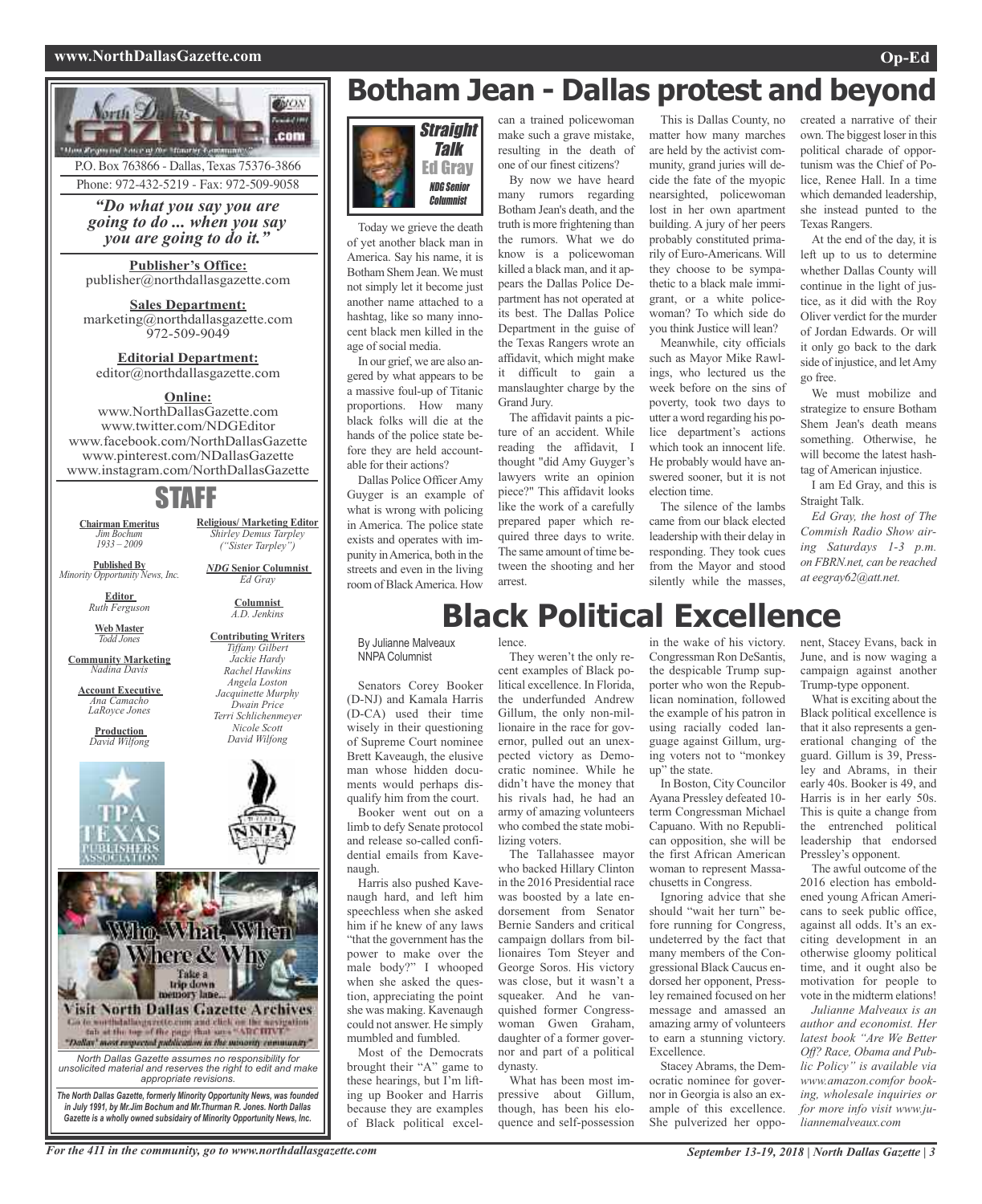P.O. Box 763866 - Dallas, Texas 75376-3866

Phone: 972-432-5219 - Fax: 972-509-9058

*"Do what you say you are going to do ... when you say you are going to do it."*

**Publisher's Office:**
publisher@northdallasgazette.com

**Sales Department:**
marketing@northdallasgazette.com
972-509-9049

**Editorial Department:**
editor@northdallasgazette.com

**Online:**
www.NorthDallasGazette.com
www.twitter.com/NDGEditor
www.facebook.com/NorthDallasGazette
www.pinterest.com/NDallasGazette
www.instagram.com/NorthDallasGazette

## STAFF

**Chairman Emeritus**
*Jim Bochum*
*1933 – 2009*

**Published By**
*Minority Opportunity News, Inc.*

**Editor**
*Ruth Ferguson*

**Web Master**
*Todd Jones*

**Community Marketing**
*Nadina Davis*

**Account Executive**
*Ana Camacho*
*LaRoyce Jones*

**Production**
*David Wilfong*

**Religious/ Marketing Editor**
*Shirley Demus Tarpley*
*("Sister Tarpley")*

***NDG* Senior Columnist**
*Ed Gray*

**Columnist**
*A.D. Jenkins*

**Contributing Writers**
*Tiffany Gilbert*
*Jackie Hardy*
*Rachel Hawkins*
*Angela Loston*
*Jacquinette Murphy*
*Dwain Price*
*Terri Schlichenmeyer*
*Nicole Scott*
*David Wilfong*

Who, What, When Where & Why

Take a trip down memory lane...

Visit North Dallas Gazette Archives

Go to northdallasgazette.com and click on the navigation tab at the top of the page that says "ARCHIVE"

"Dallas' most respected publication in the minority community"

*North Dallas Gazette assumes no responsibility for unsolicited material and reserves the right to edit and make appropriate revisions.*

***The North Dallas Gazette, formerly Minority Opportunity News, was founded in July 1991, by Mr.Jim Bochum and Mr.Thurman R. Jones. North Dallas Gazette is a wholly owned subsidairy of Minority Opportunity News, Inc.***

# Botham Jean - Dallas protest and beyond

**Straight Talk**
**Ed Gray**
*NDG Senior Columnist*

Today we grieve the death of yet another black man in America. Say his name, it is Botham Shem Jean. We must not simply let it become just another name attached to a hashtag, like so many innocent black men killed in the age of social media.

In our grief, we are also angered by what appears to be a massive foul-up of Titanic proportions. How many black folks will die at the hands of the police state before they are held accountable for their actions?

Dallas Police Officer Amy Guyger is an example of what is wrong with policing in America. The police state exists and operates with impunity in America, both in the streets and even in the living room of Black America. How can a trained policewoman make such a grave mistake, resulting in the death of one of our finest citizens?

By now we have heard many rumors regarding Botham Jean's death, and the truth is more frightening than the rumors. What we do know is a policewoman killed a black man, and it appears the Dallas Police Department has not operated at its best. The Dallas Police Department in the guise of the Texas Rangers wrote an affidavit, which might make it difficult to gain a manslaughter charge by the Grand Jury.

The affidavit paints a picture of an accident. While reading the affidavit, I thought "did Amy Guyger's lawyers write an opinion piece?" This affidavit looks like the work of a carefully prepared paper which required three days to write. The same amount of time between the shooting and her arrest.

This is Dallas County, no matter how many marches are held by the activist community, grand juries will decide the fate of the myopic nearsighted, policewoman lost in her own apartment building. A jury of her peers probably constituted primarily of Euro-Americans. Will they choose to be sympathetic to a black male immigrant, or a white policewoman? To which side do you think Justice will lean?

Meanwhile, city officials such as Mayor Mike Rawlings, who lectured us the week before on the sins of poverty, took two days to utter a word regarding his police department's actions which took an innocent life. He probably would have answered sooner, but it is not election time.

The silence of the lambs came from our black elected leadership with their delay in responding. They took cues from the Mayor and stood silently while the masses, created a narrative of their own. The biggest loser in this political charade of opportunism was the Chief of Police, Renee Hall. In a time which demanded leadership, she instead punted to the Texas Rangers.

At the end of the day, it is left up to us to determine whether Dallas County will continue in the light of justice, as it did with the Roy Oliver verdict for the murder of Jordan Edwards. Or will it only go back to the dark side of injustice, and let Amy go free.

We must mobilize and strategize to ensure Botham Shem Jean's death means something. Otherwise, he will become the latest hashtag of American injustice.

I am Ed Gray, and this is Straight Talk.

*Ed Gray, the host of The Commish Radio Show airing Saturdays 1-3 p.m. on FBRN.net, can be reached at eegray62@att.net.*

# Black Political Excellence

By Julianne Malveaux
NNPA Columnist

Senators Corey Booker (D-NJ) and Kamala Harris (D-CA) used their time wisely in their questioning of Supreme Court nominee Brett Kaveaugh, the elusive man whose hidden documents would perhaps disqualify him from the court.

Booker went out on a limb to defy Senate protocol and release so-called confidential emails from Kavenaugh.

Harris also pushed Kavenaugh hard, and left him speechless when she asked him if he knew of any laws "that the government has the power to make over the male body?" I whooped when she asked the question, appreciating the point she was making. Kavenaugh could not answer. He simply mumbled and fumbled.

Most of the Democrats brought their "A" game to these hearings, but I'm lifting up Booker and Harris because they are examples of Black political excellence.

They weren't the only recent examples of Black political excellence. In Florida, the underfunded Andrew Gillum, the only non-millionaire in the race for governor, pulled out an unexpected victory as Democratic nominee. While he didn't have the money that his rivals had, he had an army of amazing volunteers who combed the state mobilizing voters.

The Tallahassee mayor who backed Hillary Clinton in the 2016 Presidential race was boosted by a late endorsement from Senator Bernie Sanders and critical campaign dollars from billionaires Tom Steyer and George Soros. His victory was close, but it wasn't a squeaker. And he vanquished former Congresswoman Gwen Graham, daughter of a former governor and part of a political dynasty.

What has been most impressive about Gillum, though, has been his eloquence and self-possession in the wake of his victory. Congressman Ron DeSantis, the despicable Trump supporter who won the Republican nomination, followed the example of his patron in using racially coded language against Gillum, urging voters not to "monkey up" the state.

In Boston, City Councilor Ayana Pressley defeated 10-term Congressman Michael Capuano. With no Republican opposition, she will be the first African American woman to represent Massachusetts in Congress.

Ignoring advice that she should "wait her turn" before running for Congress, undeterred by the fact that many members of the Congressional Black Caucus endorsed her opponent, Pressley remained focused on her message and amassed an amazing army of volunteers to earn a stunning victory. Excellence.

Stacey Abrams, the Democratic nominee for governor in Georgia is also an example of this excellence. She pulverized her opponent, Stacey Evans, back in June, and is now waging a campaign against another Trump-type opponent.

What is exciting about the Black political excellence is that it also represents a generational changing of the guard. Gillum is 39, Pressley and Abrams, in their early 40s. Booker is 49, and Harris is in her early 50s. This is quite a change from the entrenched political leadership that endorsed Pressley's opponent.

The awful outcome of the 2016 election has emboldened young African Americans to seek public office, against all odds. It's an exciting development in an otherwise gloomy political time, and it ought also be motivation for people to vote in the midterm elations!

*Julianne Malveaux is an author and economist. Her latest book "Are We Better Off? Race, Obama and Public Policy" is available via www.amazon.comfor booking, wholesale inquiries or for more info visit www.juliannemalveaux.com*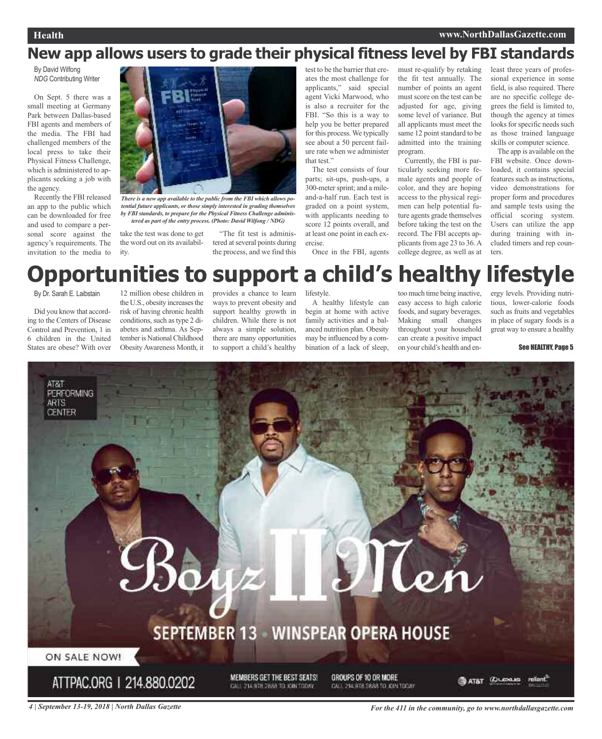# New app allows users to grade their physical fitness level by FBI standards

By David Wilfong
*NDG* Contributing Writer

On Sept. 5 there was a small meeting at Germany Park between Dallas-based FBI agents and members of the media. The FBI had challenged members of the local press to take their Physical Fitness Challenge, which is administered to applicants seeking a job with the agency.

Recently the FBI released an app to the public which can be downloaded for free and used to compare a personal score against the agency's requirements. The invitation to the media to take the test was done to get the word out on its availability.

*There is a new app available to the public from the FBI which allows potential future applicants, or those simply interested in grading themselves by FBI standards, to prepare for the Physical Fitness Challenge administered as part of the entry process. (Photo: David Wilfong / NDG)*

"The fit test is administered at several points during the process, and we find this test to be the barrier that creates the most challenge for applicants," said special agent Vicki Marwood, who is also a recruiter for the FBI. "So this is a way to help you be better prepared for this process. We typically see about a 50 percent failure rate when we administer that test."

The test consists of four parts; sit-ups, push-ups, a 300-meter sprint; and a mile-and-a-half run. Each test is graded on a point system, with applicants needing to score 12 points overall, and at least one point in each exercise.

Once in the FBI, agents must re-qualify by retaking the fit test annually. The number of points an agent must score on the test can be adjusted for age, giving some level of variance. But all applicants must meet the same 12 point standard to be admitted into the training program.

Currently, the FBI is particularly seeking more female agents and people of color, and they are hoping access to the physical regimen can help potential future agents grade themselves before taking the test on the record. The FBI accepts applicants from age 23 to 36. A college degree, as well as at least three years of professional experience in some field, is also required. There are no specific college degrees the field is limited to, though the agency at times looks for specific needs such as those trained language skills or computer science.

The app is available on the FBI website. Once downloaded, it contains special features such as instructions, video demonstrations for proper form and procedures and sample tests using the official scoring system. Users can utilize the app during training with included timers and rep counters.

# Opportunities to support a child's healthy lifestyle

By Dr. Sarah E. Laibstain

Did you know that according to the Centers of Disease Control and Prevention, 1 in 6 children in the United States are obese? With over 12 million obese children in the U.S., obesity increases the risk of having chronic health conditions, such as type 2 diabetes and asthma. As September is National Childhood Obesity Awareness Month, it provides a chance to learn ways to prevent obesity and support healthy growth in children. While there is not always a simple solution, there are many opportunities to support a child's healthy lifestyle.

A healthy lifestyle can begin at home with active family activities and a balanced nutrition plan. Obesity may be influenced by a combination of a lack of sleep, too much time being inactive, easy access to high calorie foods, and sugary beverages. Making small changes throughout your household can create a positive impact on your child's health and energy levels. Providing nutritious, lower-calorie foods such as fruits and vegetables in place of sugary foods is a great way to ensure a healthy

See HEALTHY, Page 5

AT&T PERFORMING ARTS CENTER

Boyz II Men

SEPTEMBER 13 · WINSPEAR OPERA HOUSE

ON SALE NOW!

ATTPAC.ORG | 214.880.0202

MEMBERS GET THE BEST SEATS! CALL 214.978.2888 TO JOIN TODAY

GROUPS OF 10 OR MORE CALL 214.978.2888 TO JOIN TODAY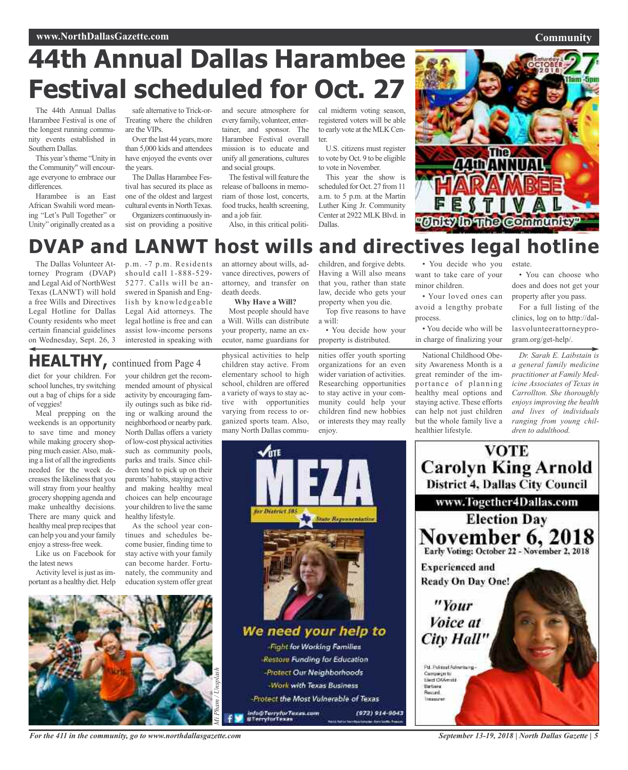# 44th Annual Dallas Harambee Festival scheduled for Oct. 27

The 44th Annual Dallas Harambee Festival is one of the longest running community events established in Southern Dallas.

This year's theme "Unity in the Community" will encourage everyone to embrace our differences.

Harambee is an East African Swahili word meaning "Let's Pull Together" or Unity" originally created as a safe alternative to Trick-or-Treating where the children are the VIPs.

Over the last 44 years, more than 5,000 kids and attendees have enjoyed the events over the years.

The Dallas Harambee Festival has secured its place as one of the oldest and largest cultural events in North Texas.

Organizers continuously insist on providing a positive and secure atmosphere for every family, volunteer, entertainer, and sponsor. The Harambee Festival overall mission is to educate and unify all generations, cultures and social groups.

The festival will feature the release of balloons in memoriam of those lost, concerts, food trucks, health screening, and a job fair.

Also, in this critical political midterm voting season, registered voters will be able to early vote at the MLK Center.

U.S. citizens must register to vote by Oct. 9 to be eligible to vote in November.

This year the show is scheduled for Oct. 27 from 11 a.m. to 5 p.m. at the Martin Luther King Jr. Community Center at 2922 MLK Blvd. in Dallas.

# DVAP and LANWT host wills and directives legal hotline

The Dallas Volunteer Attorney Program (DVAP) and Legal Aid of NorthWest Texas (LANWT) will hold a free Wills and Directives Legal Hotline for Dallas County residents who meet certain financial guidelines on Wednesday, Sept. 26, 3 p.m. -7 p.m. Residents should call 1-888-529-5277. Calls will be answered in Spanish and English by knowledgeable Legal Aid attorneys. The legal hotline is free and can assist low-income persons interested in speaking with an attorney about wills, advance directives, powers of attorney, and transfer on death deeds.

**Why Have a Will?**

Most people should have a Will. Wills can distribute your property, name an executor, name guardians for children, and forgive debts. Having a Will also means that you, rather than state law, decide who gets your property when you die.

Top five reasons to have a will:

- You decide how your property is distributed.
- You decide who you want to take care of your minor children.
- Your loved ones can avoid a lengthy probate process.
- You decide who will be in charge of finalizing your estate.
- You can choose who does and does not get your property after you pass.

For a full listing of the clinics, log on to http://dallasvolunteerattorneyprogram.org/get-help/.

## HEALTHY, continued from Page 4

diet for your children. For school lunches, try switching out a bag of chips for a side of veggies!

Meal prepping on the weekends is an opportunity to save time and money while making grocery shopping much easier. Also, making a list of all the ingredients needed for the week decreases the likeliness that you will stray from your healthy grocery shopping agenda and make unhealthy decisions. There are many quick and healthy meal prep recipes that can help you and your family enjoy a stress-free week.

Like us on Facebook for the latest news

Activity level is just as important as a healthy diet. Help your children get the recommended amount of physical activity by encouraging family outings such as bike riding or walking around the neighborhood or nearby park. North Dallas offers a variety of low-cost physical activities such as community pools, parks and trails. Since children tend to pick up on their parents' habits, staying active and making healthy meal choices can help encourage your children to live the same healthy lifestyle.

As the school year continues and schedules become busier, finding time to stay active with your family can become harder. Fortunately, the community and education system offer great physical activities to help children stay active. From elementary school to high school, children are offered a variety of ways to stay active with opportunities varying from recess to organized sports team. Also, many North Dallas communities offer youth sporting organizations for an even wider variation of activities. Researching opportunities to stay active in your community could help your children find new hobbies or interests they may really enjoy.

National Childhood Obesity Awareness Month is a great reminder of the importance of planning healthy meal options and staying active. These efforts can help not just children but the whole family live a healthier lifestyle.

*Dr. Sarah E. Laibstain is a general family medicine practitioner at Family Medicine Associates of Texas in Carrollton. She thoroughly enjoys improving the health and lives of individuals ranging from young children to adulthood.*

Mi Pham / Unsplash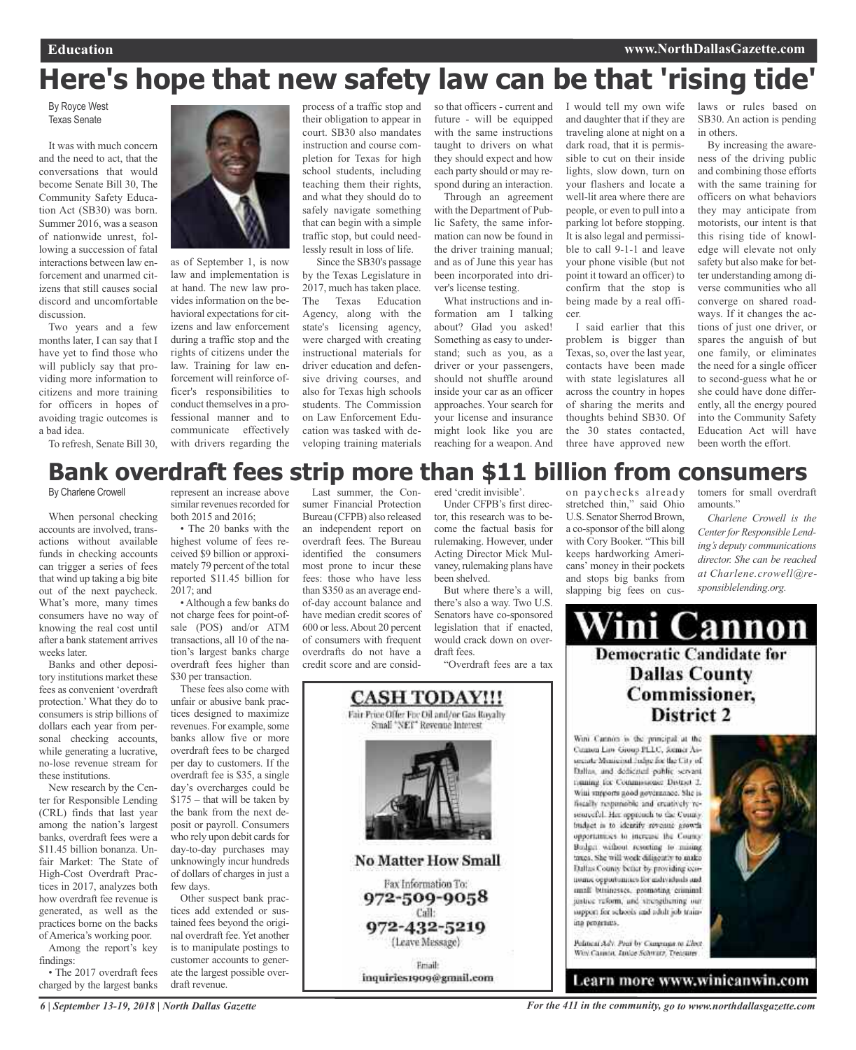# Here's hope that new safety law can be that 'rising tide'

By Royce West
Texas Senate

It was with much concern and the need to act, that the conversations that would become Senate Bill 30, The Community Safety Education Act (SB30) was born. Summer 2016, was a season of nationwide unrest, following a succession of fatal interactions between law enforcement and unarmed citizens that still causes social discord and uncomfortable discussion.

Two years and a few months later, I can say that I have yet to find those who will publicly say that providing more information to citizens and more training for officers in hopes of avoiding tragic outcomes is a bad idea.

To refresh, Senate Bill 30, as of September 1, is now law and implementation is at hand. The new law provides information on the behavioral expectations for citizens and law enforcement during a traffic stop and the rights of citizens under the law. Training for law enforcement will reinforce officer's responsibilities to conduct themselves in a professional manner and to communicate effectively with drivers regarding the process of a traffic stop and their obligation to appear in court. SB30 also mandates instruction and course completion for Texas for high school students, including teaching them their rights, and what they should do to safely navigate something that can begin with a simple traffic stop, but could needlessly result in loss of life.

Since the SB30's passage by the Texas Legislature in 2017, much has taken place. The Texas Education Agency, along with the state's licensing agency, were charged with creating instructional materials for driver education and defensive driving courses, and also for Texas high schools students. The Commission on Law Enforcement Education was tasked with developing training materials so that officers - current and future - will be equipped with the same instructions taught to drivers on what they should expect and how each party should or may respond during an interaction.

Through an agreement with the Department of Public Safety, the same information can now be found in the driver training manual; and as of June this year has been incorporated into driver's license testing.

What instructions and information am I talking about? Glad you asked! Something as easy to understand; such as you, as a driver or your passengers, should not shuffle around inside your car as an officer approaches. Your search for your license and insurance might look like you are reaching for a weapon. And I would tell my own wife and daughter that if they are traveling alone at night on a dark road, that it is permissible to cut on their inside lights, slow down, turn on your flashers and locate a well-lit area where there are people, or even to pull into a parking lot before stopping. It is also legal and permissible to call 9-1-1 and leave your phone visible (but not point it toward an officer) to confirm that the stop is being made by a real officer.

I said earlier that this problem is bigger than Texas, so, over the last year, contacts have been made with state legislatures all across the country in hopes of sharing the merits and thoughts behind SB30. Of the 30 states contacted, three have approved new laws or rules based on SB30. An action is pending in others.

By increasing the awareness of the driving public and combining those efforts with the same training for officers on what behaviors they may anticipate from motorists, our intent is that this rising tide of knowledge will elevate not only safety but also make for better understanding among diverse communities who all converge on shared roadways. If it changes the actions of just one driver, or spares the anguish of but one family, or eliminates the need for a single officer to second-guess what he or she could have done differently, all the energy poured into the Community Safety Education Act will have been worth the effort.

# Bank overdraft fees strip more than $11 billion from consumers

By Charlene Crowell

When personal checking accounts are involved, transactions without available funds in checking accounts can trigger a series of fees that wind up taking a big bite out of the next paycheck. What's more, many times consumers have no way of knowing the real cost until after a bank statement arrives weeks later.

Banks and other depository institutions market these fees as convenient 'overdraft protection.' What they do to consumers is strip billions of dollars each year from personal checking accounts, while generating a lucrative, no-lose revenue stream for these institutions.

New research by the Center for Responsible Lending (CRL) finds that last year among the nation's largest banks, overdraft fees were a $11.45 billion bonanza. Unfair Market: The State of High-Cost Overdraft Practices in 2017, analyzes both how overdraft fee revenue is generated, as well as the practices borne on the backs of America's working poor.

Among the report's key findings:

- The 2017 overdraft fees charged by the largest banks represent an increase above similar revenues recorded for both 2015 and 2016;
- The 20 banks with the highest volume of fees received $9 billion or approximately 79 percent of the total reported $11.45 billion for 2017; and
- Although a few banks do not charge fees for point-of-sale (POS) and/or ATM transactions, all 10 of the nation's largest banks charge overdraft fees higher than $30 per transaction.

These fees also come with unfair or abusive bank practices designed to maximize revenues. For example, some banks allow five or more overdraft fees to be charged per day to customers. If the overdraft fee is $35, a single day's overcharges could be $175 – that will be taken by the bank from the next deposit or payroll. Consumers who rely upon debit cards for day-to-day purchases may unknowingly incur hundreds of dollars of charges in just a few days.

Other suspect bank practices add extended or sustained fees beyond the original overdraft fee. Yet another is to manipulate postings to customer accounts to generate the largest possible overdraft revenue.

Last summer, the Consumer Financial Protection Bureau (CFPB) also released an independent report on overdraft fees. The Bureau identified the consumers most prone to incur these fees: those who have less than $350 as an average end-of-day account balance and have median credit scores of 600 or less. About 20 percent of consumers with frequent overdrafts do not have a credit score and are considered 'credit invisible'.

Under CFPB's first director, this research was to become the factual basis for rulemaking. However, under Acting Director Mick Mulvaney, rulemaking plans have been shelved.

But where there's a will, there's also a way. Two U.S. Senators have co-sponsored legislation that if enacted, would crack down on overdraft fees.

"Overdraft fees are a tax on paychecks already stretched thin," said Ohio U.S. Senator Sherrod Brown, a co-sponsor of the bill along with Cory Booker. "This bill keeps hardworking Americans' money in their pockets and stops big banks from slapping big fees on customers for small overdraft amounts."

*Charlene Crowell is the Center for Responsible Lending's deputy communications director. She can be reached at Charlene.crowell@responsiblelending.org.*

**CASH TODAY!!!**

Fair Price Offer For Oil and/or Gas Royalty
Small "NET" Revenue Interest

**No Matter How Small**

Fax Information To:
972-509-9058
Call:
972-432-5219
(Leave Message)

Email:
inquiries1909@gmail.com

**Wini Cannon**

**Democratic Candidate for Dallas County Commissioner, District 2**

Wini Cannon is the principal at the Cannon Law Group PLLC, former Associate Municipal Judge for the City of Dallas, and dedicated public servant running for Commissioner District 2. Wini supports good governance. She is fiscally responsible and creatively resourceful. Her approach to the County budget is to identify revenue growth opportunities to increase the County Budget without resorting to raising taxes. She will work diligently to make Dallas County better by providing economic opportunities for individuals and small businesses, promoting criminal justice reform, and strengthening our support for schools and adult job training programs.

Political Adv. Paid by Campaign to Elect Wini Cannon, Janice Schwarz, Treasurer

**Learn more www.winicanwin.com**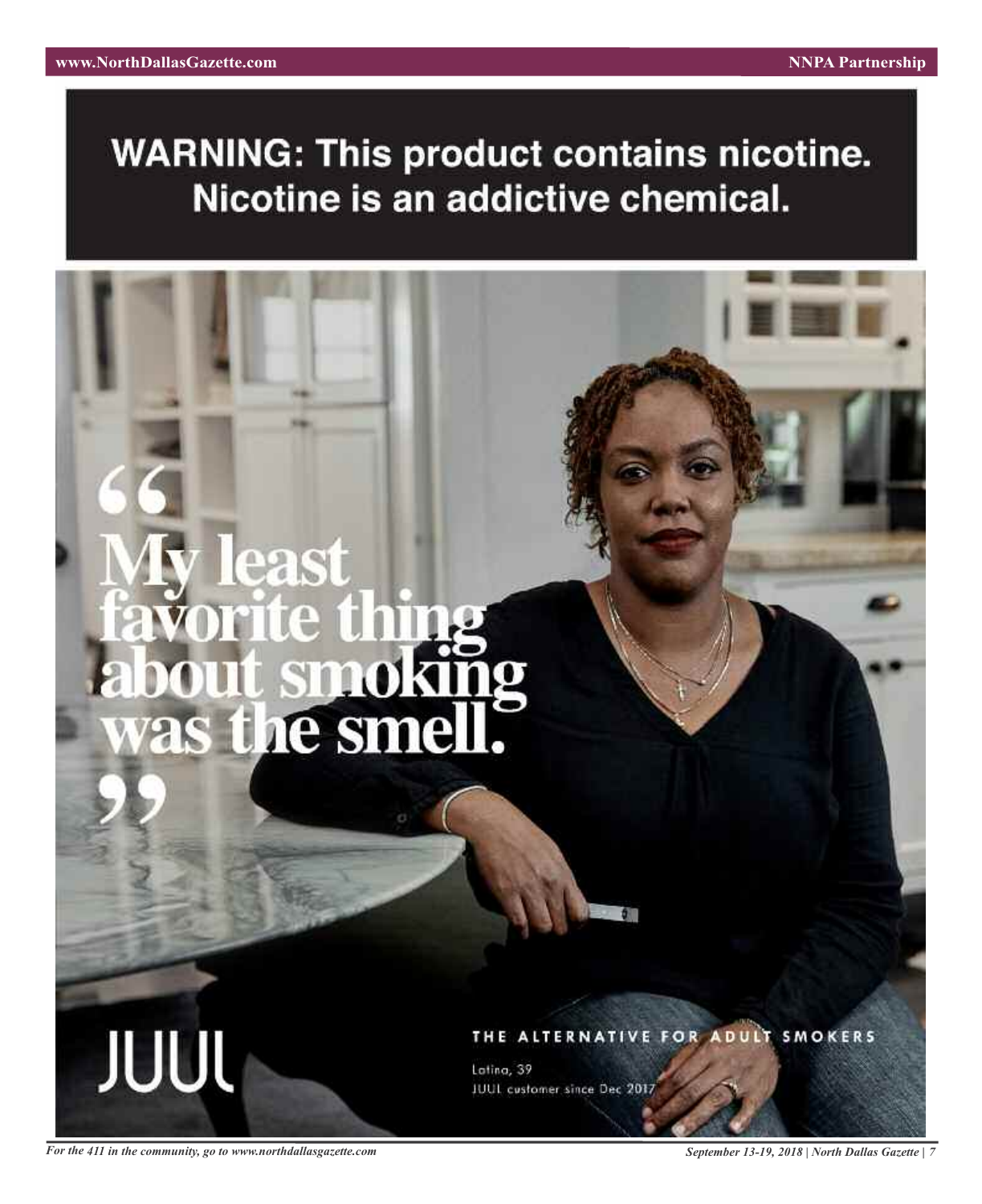**WARNING: This product contains nicotine. Nicotine is an addictive chemical.**

# "My least favorite thing about smoking was the smell."

JUUL

THE ALTERNATIVE FOR ADULT SMOKERS

Latina, 39

JUUL customer since Dec 2017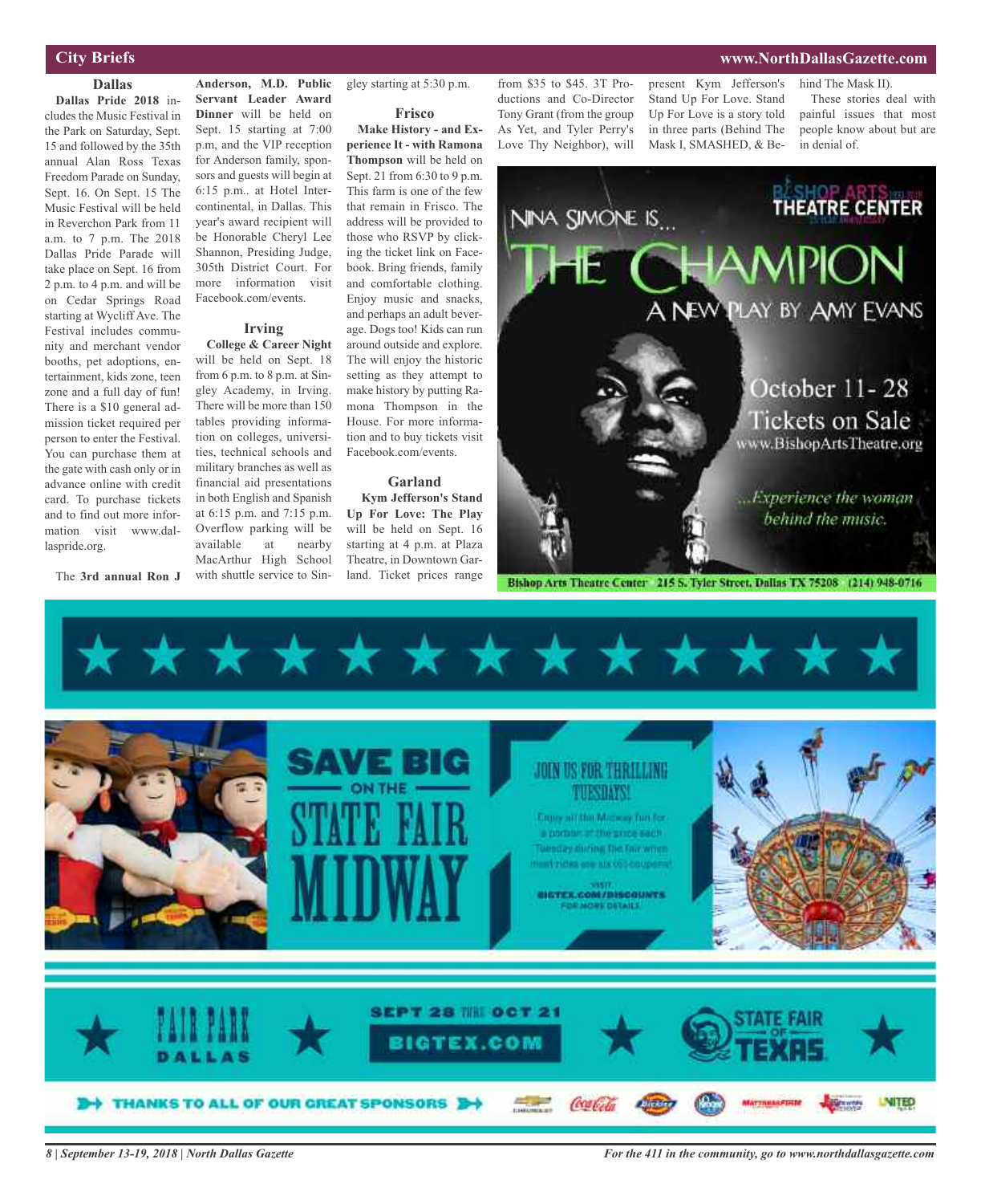## City Briefs

### Dallas

**Dallas Pride 2018** includes the Music Festival in the Park on Saturday, Sept. 15 and followed by the 35th annual Alan Ross Texas Freedom Parade on Sunday, Sept. 16. On Sept. 15 The Music Festival will be held in Reverchon Park from 11 a.m. to 7 p.m. The 2018 Dallas Pride Parade will take place on Sept. 16 from 2 p.m. to 4 p.m. and will be on Cedar Springs Road starting at Wycliff Ave. The Festival includes community and merchant vendor booths, pet adoptions, entertainment, kids zone, teen zone and a full day of fun! There is a $10 general admission ticket required per person to enter the Festival. You can purchase them at the gate with cash only or in advance online with credit card. To purchase tickets and to find out more information visit www.dallaspride.org.

The **3rd annual Ron J Anderson, M.D. Public Servant Leader Award Dinner** will be held on Sept. 15 starting at 7:00 p.m, and the VIP reception for Anderson family, sponsors and guests will begin at 6:15 p.m.. at Hotel Intercontinental, in Dallas. This year's award recipient will be Honorable Cheryl Lee Shannon, Presiding Judge, 305th District Court. For more information visit Facebook.com/events.

### Irving

**College & Career Night** will be held on Sept. 18 from 6 p.m. to 8 p.m. at Singley Academy, in Irving. There will be more than 150 tables providing information on colleges, universities, technical schools and military branches as well as financial aid presentations in both English and Spanish at 6:15 p.m. and 7:15 p.m. Overflow parking will be available at nearby MacArthur High School with shuttle service to Singley starting at 5:30 p.m.

### Frisco

**Make History - and Experience It - with Ramona Thompson** will be held on Sept. 21 from 6:30 to 9 p.m. This farm is one of the few that remain in Frisco. The address will be provided to those who RSVP by clicking the ticket link on Facebook. Bring friends, family and comfortable clothing. Enjoy music and snacks, and perhaps an adult beverage. Dogs too! Kids can run around outside and explore. The will enjoy the historic setting as they attempt to make history by putting Ramona Thompson in the House. For more information and to buy tickets visit Facebook.com/events.

### Garland

**Kym Jefferson's Stand Up For Love: The Play** will be held on Sept. 16 starting at 4 p.m. at Plaza Theatre, in Downtown Garland. Ticket prices range from $35 to $45. 3T Productions and Co-Director Tony Grant (from the group As Yet, and Tyler Perry's Love Thy Neighbor), will present Kym Jefferson's Stand Up For Love. Stand Up For Love is a story told in three parts (Behind The Mask I, SMASHED, & Behind The Mask II).

These stories deal with painful issues that most people know about but are in denial of.

---

Bishop Arts Theatre Center

NINA SIMONE IS... THE CHAMPION

A NEW PLAY BY AMY EVANS

October 11-28

Tickets on Sale

www.BishopArtsTheatre.org

...Experience the woman behind the music.

Bishop Arts Theatre Center 215 S. Tyler Street, Dallas TX 75208 (214) 948-0716

---

SAVE BIG ON THE STATE FAIR MIDWAY

JOIN US FOR THRILLING TUESDAYS!

Enjoy all the Midway fun for a portion of the price each Tuesday during the fair when most rides are six (6) coupons!

VISIT BIGTEX.COM/DISCOUNTS FOR MORE DETAILS

FAIR PARK DALLAS

SEPT 28 THRU OCT 21

BIGTEX.COM

STATE FAIR OF TEXAS

THANKS TO ALL OF OUR GREAT SPONSORS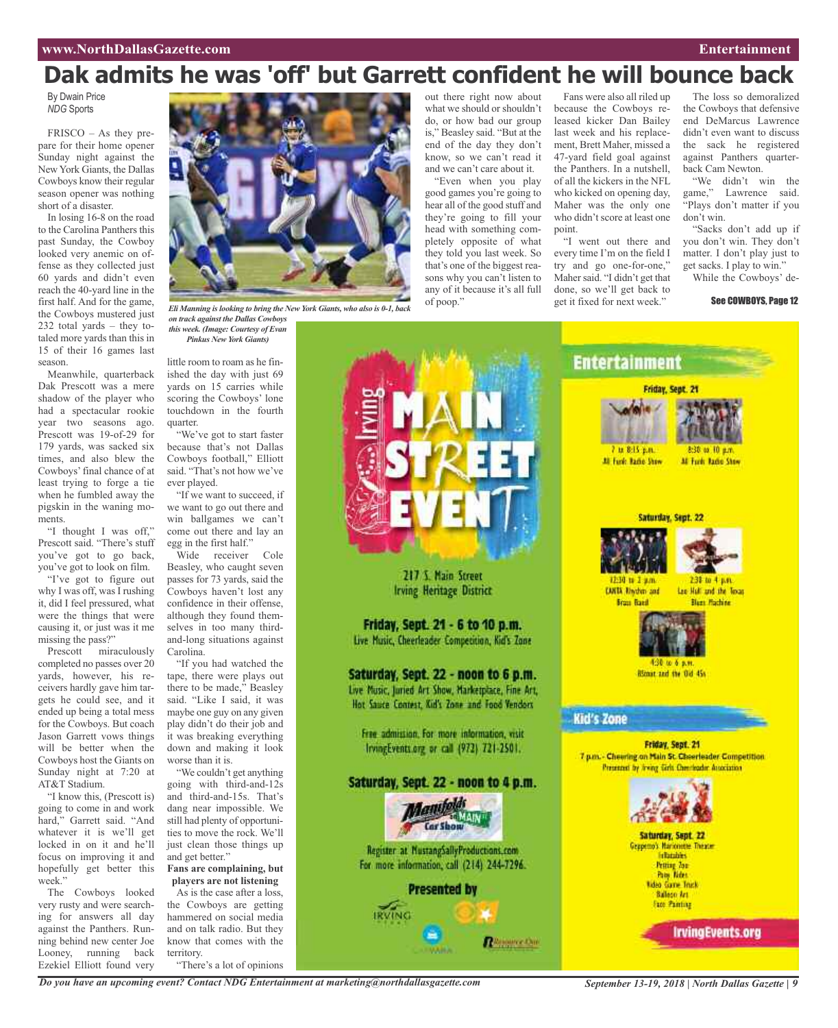# Dak admits he was 'off' but Garrett confident he will bounce back

By Dwain Price
*NDG* Sports

FRISCO – As they prepare for their home opener Sunday night against the New York Giants, the Dallas Cowboys know their regular season opener was nothing short of a disaster.

In losing 16-8 on the road to the Carolina Panthers this past Sunday, the Cowboy looked very anemic on offense as they collected just 60 yards and didn't even reach the 40-yard line in the first half. And for the game, the Cowboys mustered just 232 total yards – they totaled more yards than this in 15 of their 16 games last season.

Meanwhile, quarterback Dak Prescott was a mere shadow of the player who had a spectacular rookie year two seasons ago. Prescott was 19-of-29 for 179 yards, was sacked six times, and also blew the Cowboys' final chance of at least trying to forge a tie when he fumbled away the pigskin in the waning moments.

"I thought I was off," Prescott said. "There's stuff you've got to go back, you've got to look on film.

"I've got to figure out why I was off, was I rushing it, did I feel pressured, what were the things that were causing it, or just was it me missing the pass?"

Prescott miraculously completed no passes over 20 yards, however, his receivers hardly gave him targets he could see, and it ended up being a total mess for the Cowboys. But coach Jason Garrett vows things will be better when the Cowboys host the Giants on Sunday night at 7:20 at AT&T Stadium.

"I know this, (Prescott is) going to come in and work hard," Garrett said. "And whatever it is we'll get locked in on it and he'll focus on improving it and hopefully get better this week."

The Cowboys looked very rusty and were searching for answers all day against the Panthers. Running behind new center Joe Looney, running back Ezekiel Elliott found very little room to roam as he finished the day with just 69 yards on 15 carries while scoring the Cowboys' lone touchdown in the fourth quarter.

*Eli Manning is looking to bring the New York Giants, who also is 0-1, back on track against the Dallas Cowboys this week. (Image: Courtesy of Evan Pinkus New York Giants)*

"We've got to start faster because that's not Dallas Cowboys football," Elliott said. "That's not how we've ever played.

"If we want to succeed, if we want to go out there and win ballgames we can't come out there and lay an egg in the first half."

Wide receiver Cole Beasley, who caught seven passes for 73 yards, said the Cowboys haven't lost any confidence in their offense, although they found themselves in too many third-and-long situations against Carolina.

"If you had watched the tape, there were plays out there to be made," Beasley said. "Like I said, it was maybe one guy on any given play didn't do their job and it was breaking everything down and making it look worse than it is.

"We couldn't get anything going with third-and-12s and third-and-15s. That's dang near impossible. We still had plenty of opportunities to move the rock. We'll just clean those things up and get better."

**Fans are complaining, but players are not listening**

As is the case after a loss, the Cowboys are getting hammered on social media and on talk radio. But they know that comes with the territory.

"There's a lot of opinions out there right now about what we should or shouldn't do, or how bad our group is," Beasley said. "But at the end of the day they don't know, so we can't read it and we can't care about it.

"Even when you play good games you're going to hear all of the good stuff and they're going to fill your head with something completely opposite of what they told you last week. So that's one of the biggest reasons why you can't listen to any of it because it's all full of poop."

Fans were also all riled up because the Cowboys released kicker Dan Bailey last week and his replacement, Brett Maher, missed a 47-yard field goal against the Panthers. In a nutshell, of all the kickers in the NFL who kicked on opening day, Maher was the only one who didn't score at least one point.

"I went out there and every time I'm on the field I try and go one-for-one," Maher said. "I didn't get that done, so we'll get back to get it fixed for next week."

The loss so demoralized the Cowboys that defensive end DeMarcus Lawrence didn't even want to discuss the sack he registered against Panthers quarterback Cam Newton.

"We didn't win the game," Lawrence said. "Plays don't matter if you don't win.

"Sacks don't add up if you don't win. They don't matter. I don't play just to get sacks. I play to win."

While the Cowboys' de-

**See COWBOYS, Page 12**

---

## Irving MAIN STREET EVENT

217 S. Main Street
Irving Heritage District

**Friday, Sept. 21 - 6 to 10 p.m.**
Live Music, Cheerleader Competition, Kid's Zone

**Saturday, Sept. 22 - noon to 6 p.m.**
Live Music, Juried Art Show, Marketplace, Fine Art, Hot Sauce Contest, Kid's Zone and Food Vendors

Free admission. For more information, visit IrvingEvents.org or call (972) 721-2501.

**Saturday, Sept. 22 - noon to 4 p.m.**
Manifolds Main St. Car Show
Register at MustangSallyProductions.com
For more information, call (214) 244-7296.

**Presented by**
Irving

### Entertainment

**Friday, Sept. 21**
7 to 8:15 p.m. All Funk Radio Show
8:30 to 10 p.m. All Funk Radio Show

**Saturday, Sept. 22**
12:30 to 2 p.m. CANTA Rhythm and Brass Band
2:30 to 4 p.m. Lee Hall and the Texas Blues Machine
4:30 to 6 p.m. BSmat and the Old 45s

### Kid's Zone

**Friday, Sept. 21**
7 p.m. - Cheering on Main St. Cheerleader Competition
Presented by Irving Girls Cheerleader Association

**Saturday, Sept. 22**
Geppetto's Marionette Theater
Inflatables
Petting Zoo
Pony Rides
Video Game Truck
Balloon Art
Face Painting

IrvingEvents.org

*Do you have an upcoming event? Contact NDG Entertainment at marketing@northdallasgazette.com*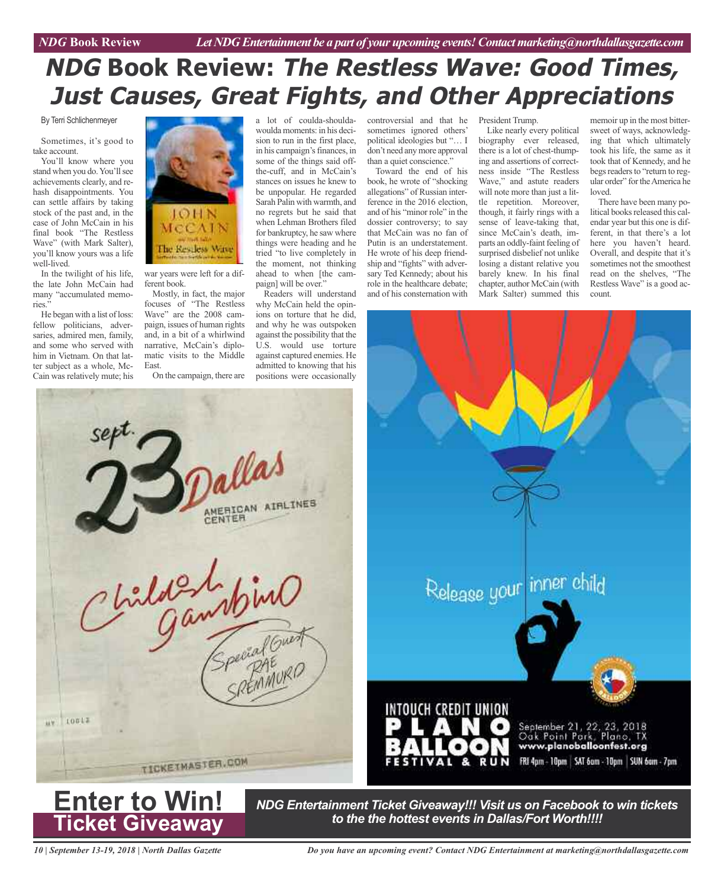# *NDG* Book Review: *The Restless Wave: Good Times, Just Causes, Great Fights, and Other Appreciations*

By Terri Schlichenmeyer

Sometimes, it's good to take account.

You'll know where you stand when you do. You'll see achievements clearly, and rehash disappointments. You can settle affairs by taking stock of the past and, in the case of John McCain in his final book "The Restless Wave" (with Mark Salter), you'll know yours was a life well-lived.

In the twilight of his life, the late John McCain had many "accumulated memories."

He began with a list of loss: fellow politicians, adversaries, admired men, family, and some who served with him in Vietnam. On that latter subject as a whole, McCain was relatively mute; his war years were left for a different book.

Mostly, in fact, the major focuses of "The Restless Wave" are the 2008 campaign, issues of human rights and, in a bit of a whirlwind narrative, McCain's diplomatic visits to the Middle East.

On the campaign, there are a lot of coulda-shoulda-woulda moments: in his decision to run in the first place, in his campaign's finances, in some of the things said off-the-cuff, and in McCain's stances on issues he knew to be unpopular. He regarded Sarah Palin with warmth, and no regrets but he said that when Lehman Brothers filed for bankruptcy, he saw where things were heading and he tried "to live completely in the moment, not thinking ahead to when [the campaign] will be over."

Readers will understand why McCain held the opinions on torture that he did, and why he was outspoken against the possibility that the U.S. would use torture against captured enemies. He admitted to knowing that his positions were occasionally controversial and that he sometimes ignored others' political ideologies but "… I don't need any more approval than a quiet conscience."

Toward the end of his book, he wrote of "shocking allegations" of Russian interference in the 2016 election, and of his "minor role" in the dossier controversy; to say that McCain was no fan of Putin is an understatement. He wrote of his deep friendship and "fights" with adversary Ted Kennedy; about his role in the healthcare debate; and of his consternation with President Trump.

Like nearly every political biography ever released, there is a lot of chest-thumping and assertions of correctness inside "The Restless Wave," and astute readers will note more than just a little repetition. Moreover, though, it fairly rings with a sense of leave-taking that, since McCain's death, imparts an oddly-faint feeling of surprised disbelief not unlike losing a distant relative you barely knew. In his final chapter, author McCain (with Mark Salter) summed this memoir up in the most bittersweet of ways, acknowledging that which ultimately took his life, the same as it took that of Kennedy, and he begs readers to "return to regular order" for the America he loved.

There have been many political books released this calendar year but this one is different, in that there's a lot here you haven't heard. Overall, and despite that it's sometimes not the smoothest read on the shelves, "The Restless Wave" is a good account.

**Enter to Win! Ticket Giveaway**

***NDG Entertainment Ticket Giveaway!!! Visit us on Facebook to win tickets to the the hottest events in Dallas/Fort Worth!!!!***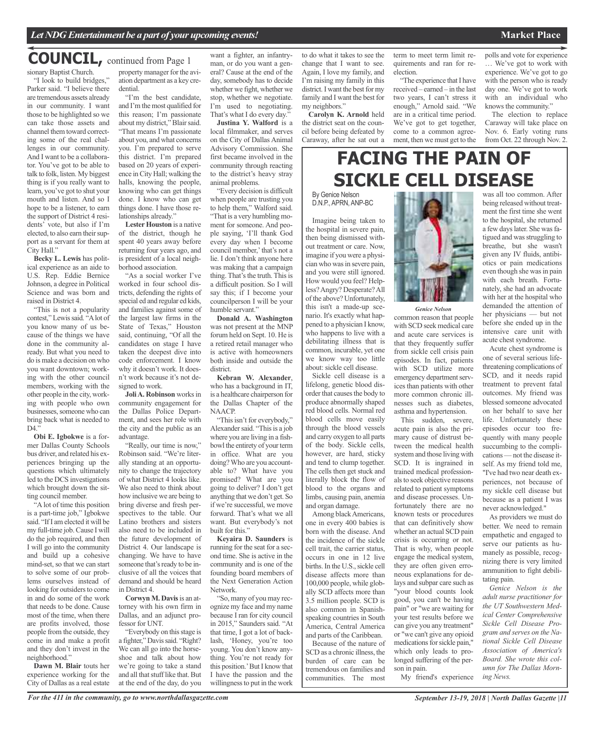# COUNCIL, continued from Page 1

sionary Baptist Church.

"I look to build bridges," Parker said. "I believe there are tremendous assets already in our community. I want those to be highlighted so we can take those assets and channel them toward correcting some of the real challenges in our community. And I want to be a collaborator. You've got to be able to talk to folk, listen. My biggest thing is if you really want to learn, you've got to shut your mouth and listen. And so I hope to be a listener, to earn the support of District 4 residents' vote, but also if I'm elected, to also earn their support as a servant for them at City Hall."

**Becky L. Lewis** has political experience as an aide to U.S. Rep. Eddie Bernice Johnson, a degree in Political Science and was born and raised in District 4.

"This is not a popularity contest," Lewis said. "A lot of you know many of us because of the things we have done in the community already. But what you need to do is make a decision on who you want downtown; working with the other council members, working with the other people in the city, working with people who own businesses, someone who can bring back what is needed to D4."

**Obi E. Igbokwe** is a former Dallas County Schools bus driver, and related his experiences bringing up the questions which ultimately led to the DCS investigations which brought down the sitting council member.

"A lot of time this position is a part-time job," Igbokwe said. "If I am elected it will be my full-time job. Cause I will do the job required, and then I will go into the community and build up a cohesive mind-set, so that we can start to solve some of our problems ourselves instead of looking for outsiders to come in and do some of the work that needs to be done. Cause most of the time, when there are profits involved, those people from the outside, they come in and make a profit and they don't invest in the neighborhood."

**Dawn M. Blair** touts her experience working for the City of Dallas as a real estate property manager for the aviation department as a key credential.

"I'm the best candidate, and I'm the most qualified for this reason; I'm passionate about my district," Blair said. "That means I'm passionate about you, and what concerns you. I'm prepared to serve this district. I'm prepared based on 20 years of experience in City Hall; walking the halls, knowing the people, knowing who can get things done. I know who can get things done. I have those relationships already."

**Lester Houston** is a native of the district, though he spent 40 years away before returning four years ago, and is president of a local neighborhood association.

"As a social worker I've worked in four school districts, defending the rights of special ed and regular ed kids, and families against some of the largest law firms in the State of Texas," Houston said, continuing, "Of all the candidates on stage I have taken the deepest dive into code enforcement. I know why it doesn't work. It doesn't work because it's not designed to work.

**Joli A. Robinson** works in community engagement for the Dallas Police Department, and sees her role with the city and the public as an advantage.

"Really, our time is now," Robinson said. "We're literally standing at an opportunity to change the trajectory of what District 4 looks like. We also need to think about how inclusive we are being to bring diverse and fresh perspectives to the table. Our Latino brothers and sisters also need to be included in the future development of District 4. Our landscape is changing. We have to have someone that's ready to be inclusive of all the voices that demand and should be heard in District 4.

**Corwyn M. Davis** is an attorney with his own firm in Dallas, and an adjunct professor for UNT.

"Everybody on this stage is a fighter," Davis said. "Right? We can all go into the horseshoe and talk about how we're going to take a stand and all that stuff like that. But at the end of the day, do you want a fighter, an infantryman, or do you want a general? Cause at the end of the day, somebody has to decide whether we fight, whether we stop, whether we negotiate. I'm used to negotiating. That's what I do every day."

**Justina Y. Walford** is a local filmmaker, and serves on the City of Dallas Animal Advisory Commission. She first became involved in the community through reacting to the district's heavy stray animal problems.

"Every decision is difficult when people are trusting you to help them," Walford said. "That is a very humbling moment for someone. And people saying, 'I'll thank God every day when I become council member,' that's not a lie. I don't think anyone here was making that a campaign thing. That's the truth. This is a difficult position. So I will say this; if I become your councilperson I will be your humble servant."

**Donald A. Washington** was not present at the MNP forum held on Sept. 10. He is a retired retail manager who is active with homeowners both inside and outside the district.

**Kebran W. Alexander**, who has a background in IT, is a healthcare chairperson for the Dallas Chapter of the NAACP.

"This isn't for everybody," Alexander said. "This is a job where you are living in a fishbowl the entirety of your term in office. What are you doing? Who are you accountable to? What have you promised? What are you going to deliver? I don't get anything that we don't get. So if we're successful, we move forward. That's what we all want. But everybody's not built for this."

**Keyaira D. Saunders** is running for the seat for a second time. She is active in the community and is one of the founding board members of the Next Generation Action Network.

"So, many of you may recognize my face and my name because I ran for city council in 2015," Saunders said. "At that time, I got a lot of backlash, 'Honey, you're too young. You don't know anything. You're not ready for this position.' But I know that I have the passion and the willingness to put in the work to do what it takes to see the change that I want to see. Again, I love my family, and I'm raising my family in this district. I want the best for my family and I want the best for my neighbors."

**Carolyn K. Arnold** held the district seat on the council before being defeated by Caraway, after he sat out a term to meet term limit requirements and ran for reelection.

"The experience that I have received – earned – in the last two years, I can't stress it enough," Arnold said. "We are in a critical time period. We've got to get together, come to a common agreement, then we must get to the polls and vote for experience … We've got to work with experience. We've got to go with the person who is ready day one. We've got to work with an individual who knows the community."

The election to replace Caraway will take place on Nov. 6. Early voting runs from Oct. 22 through Nov. 2.

# FACING THE PAIN OF SICKLE CELL DISEASE

By Genice Nelson
D.N.P., APRN, ANP-BC

*Genice Nelson*

Imagine being taken to the hospital in severe pain, then being dismissed without treatment or care. Now, imagine if you were a physician who was in severe pain, and you were still ignored. How would you feel? Helpless? Angry? Desperate? All of the above? Unfortunately, this isn't a made-up scenario. It's exactly what happened to a physician I know, who happens to live with a debilitating illness that is common, incurable, yet one we know way too little about: sickle cell disease.

Sickle cell disease is a lifelong, genetic blood disorder that causes the body to produce abnormally shaped red blood cells. Normal red blood cells move easily through the blood vessels and carry oxygen to all parts of the body. Sickle cells, however, are hard, sticky and tend to clump together. The cells then get stuck and literally block the flow of blood to the organs and limbs, causing pain, anemia and organ damage.

Among black Americans, one in every 400 babies is born with the disease. And the incidence of the sickle cell trait, the carrier status, occurs in one in 12 live births. In the U.S., sickle cell disease affects more than 100,000 people, while globally SCD affects more than 3.5 million people. SCD is also common in Spanish-speaking countries in South America, Central America and parts of the Caribbean.

Because of the nature of SCD as a chronic illness, the burden of care can be tremendous on families and communities. The most common reason that people with SCD seek medical care and acute care services is that they frequently suffer from sickle cell crisis pain episodes. In fact, patients with SCD utilize more emergency department services than patients with other more common chronic illnesses such as diabetes, asthma and hypertension.

This sudden, severe, acute pain is also the primary cause of distrust between the medical health system and those living with SCD. It is ingrained in trained medical professionals to seek objective reasons related to patient symptoms and disease processes. Unfortunately there are no known tests or procedures that can definitively show whether an actual SCD pain crisis is occurring or not. That is why, when people engage the medical system, they are often given erroneous explanations for delays and subpar care such as "your blood counts look good, you can't be having pain" or "we are waiting for your test results before we can give you any treatment" or "we can't give any opioid medications for sickle pain," which only leads to prolonged suffering of the person in pain.

My friend's experience was all too common. After being released without treatment the first time she went to the hospital, she returned a few days later. She was fatigued and was struggling to breathe, but she wasn't given any IV fluids, antibiotics or pain medications even though she was in pain with each breath. Fortunately, she had an advocate with her at the hospital who demanded the attention of her physicians — but not before she ended up in the intensive care unit with acute chest syndrome.

Acute chest syndrome is one of several serious life-threatening complications of SCD, and it needs rapid treatment to prevent fatal outcomes. My friend was blessed someone advocated on her behalf to save her life. Unfortunately these episodes occur too frequently with many people succumbing to the complications — not the disease itself. As my friend told me, "I've had two near death experiences, not because of my sickle cell disease but because as a patient I was never acknowledged."

As providers we must do better. We need to remain empathetic and engaged to serve our patients as humanely as possible, recognizing there is very limited ammunition to fight debilitating pain.

*Genice Nelson is the adult nurse practitioner for the UT Southwestern Medical Center Comprehensive Sickle Cell Disease Program and serves on the National Sickle Cell Disease Association of America's Board. She wrote this column for The Dallas Morning News.*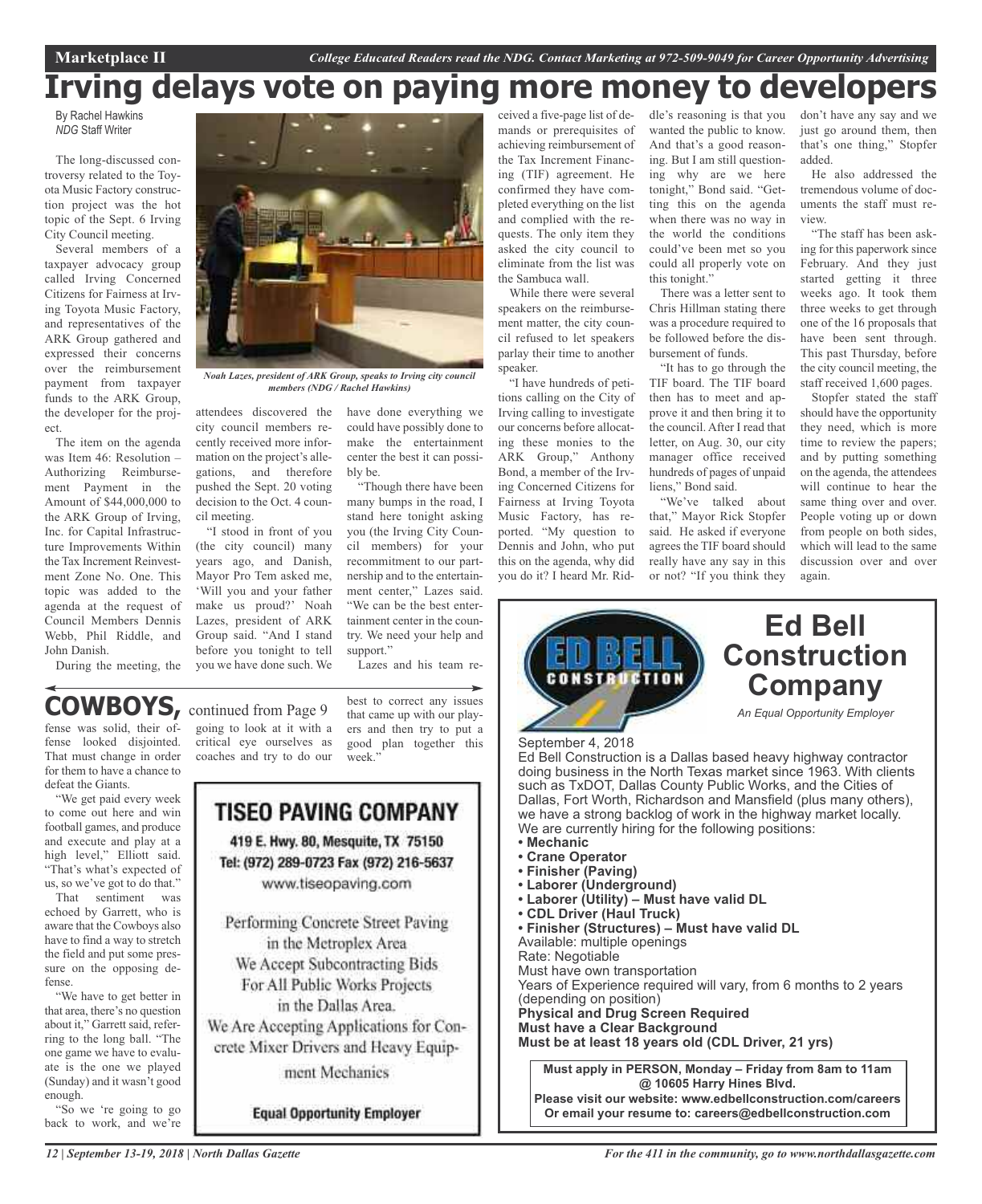# Irving delays vote on paying more money to developers

By Rachel Hawkins
*NDG* Staff Writer

The long-discussed controversy related to the Toyota Music Factory construction project was the hot topic of the Sept. 6 Irving City Council meeting.

Several members of a taxpayer advocacy group called Irving Concerned Citizens for Fairness at Irving Toyota Music Factory, and representatives of the ARK Group gathered and expressed their concerns over the reimbursement payment from taxpayer funds to the ARK Group, the developer for the project.

The item on the agenda was Item 46: Resolution – Authorizing Reimbursement Payment in the Amount of $44,000,000 to the ARK Group of Irving, Inc. for Capital Infrastructure Improvements Within the Tax Increment Reinvestment Zone No. One. This topic was added to the agenda at the request of Council Members Dennis Webb, Phil Riddle, and John Danish.

*Noah Lazes, president of ARK Group, speaks to Irving city council members (NDG / Rachel Hawkins)*

During the meeting, the attendees discovered the city council members recently received more information on the project's allegations, and therefore pushed the Sept. 20 voting decision to the Oct. 4 council meeting.

"I stood in front of you (the city council) many years ago, and Danish, Mayor Pro Tem asked me, 'Will you and your father make us proud?' Noah Lazes, president of ARK Group said. "And I stand before you tonight to tell you we have done such. We have done everything we could have possibly done to make the entertainment center the best it can possibly be.

"Though there have been many bumps in the road, I stand here tonight asking you (the Irving City Council members) for your recommitment to our partnership and to the entertainment center," Lazes said. "We can be the best entertainment center in the country. We need your help and support."

Lazes and his team received a five-page list of demands or prerequisites of achieving reimbursement of the Tax Increment Financing (TIF) agreement. He confirmed they have completed everything on the list and complied with the requests. The only item they asked the city council to eliminate from the list was the Sambuca wall.

While there were several speakers on the reimbursement matter, the city council refused to let speakers parlay their time to another speaker.

"I have hundreds of petitions calling on the City of Irving calling to investigate our concerns before allocating these monies to the ARK Group," Anthony Bond, a member of the Irving Concerned Citizens for Fairness at Irving Toyota Music Factory, has reported. "My question to Dennis and John, who put this on the agenda, why did you do it? I heard Mr. Riddle's reasoning is that you wanted the public to know. And that's a good reasoning. But I am still questioning why are we here tonight," Bond said. "Getting this on the agenda when there was no way in the world the conditions could've been met so you could all properly vote on this tonight."

There was a letter sent to Chris Hillman stating there was a procedure required to be followed before the disbursement of funds.

"It has to go through the TIF board. The TIF board then has to meet and approve it and then bring it to the council. After I read that letter, on Aug. 30, our city manager office received hundreds of pages of unpaid liens," Bond said.

"We've talked about that," Mayor Rick Stopfer said. He asked if everyone agrees the TIF board should really have any say in this or not? "If you think they don't have any say and we just go around them, then that's one thing," Stopfer added.

He also addressed the tremendous volume of documents the staff must review.

"The staff has been asking for this paperwork since February. And they just started getting it three weeks ago. It took them three weeks to get through one of the 16 proposals that have been sent through. This past Thursday, before the city council meeting, the staff received 1,600 pages.

Stopfer stated the staff should have the opportunity they need, which is more time to review the papers; and by putting something on the agenda, the attendees will continue to hear the same thing over and over. People voting up or down from people on both sides, which will lead to the same discussion over and over again.

## COWBOYS, continued from Page 9

fense was solid, their offense looked disjointed. That must change in order for them to have a chance to defeat the Giants.

"We get paid every week to come out here and win football games, and produce and execute and play at a high level," Elliott said. "That's what's expected of us, so we've got to do that."

That sentiment was echoed by Garrett, who is aware that the Cowboys also have to find a way to stretch the field and put some pressure on the opposing defense.

"We have to get better in that area, there's no question about it," Garrett said, referring to the long ball. "The one game we have to evaluate is the one we played (Sunday) and it wasn't good enough.

"So we 're going to go back to work, and we're going to look at it with a critical eye ourselves as coaches and try to do our best to correct any issues that came up with our players and then try to put a good plan together this week."

---

**TISEO PAVING COMPANY**

419 E. Hwy. 80, Mesquite, TX 75150
Tel: (972) 289-0723 Fax (972) 216-5637
www.tiseopaving.com

Performing Concrete Street Paving in the Metroplex Area
We Accept Subcontracting Bids For All Public Works Projects in the Dallas Area.
We Are Accepting Applications for Concrete Mixer Drivers and Heavy Equipment Mechanics

**Equal Opportunity Employer**

---

**Ed Bell Construction Company**

*An Equal Opportunity Employer*

September 4, 2018

Ed Bell Construction is a Dallas based heavy highway contractor doing business in the North Texas market since 1963. With clients such as TxDOT, Dallas County Public Works, and the Cities of Dallas, Fort Worth, Richardson and Mansfield (plus many others), we have a strong backlog of work in the highway market locally. We are currently hiring for the following positions:

- **Mechanic**
- **Crane Operator**
- **Finisher (Paving)**
- **Laborer (Underground)**
- **Laborer (Utility) – Must have valid DL**
- **CDL Driver (Haul Truck)**
- **Finisher (Structures) – Must have valid DL**

Available: multiple openings
Rate: Negotiable
Must have own transportation
Years of Experience required will vary, from 6 months to 2 years (depending on position)
**Physical and Drug Screen Required**
**Must have a Clear Background**
**Must be at least 18 years old (CDL Driver, 21 yrs)**

**Must apply in PERSON, Monday – Friday from 8am to 11am @ 10605 Harry Hines Blvd.**
**Please visit our website: www.edbellconstruction.com/careers**
**Or email your resume to: careers@edbellconstruction.com**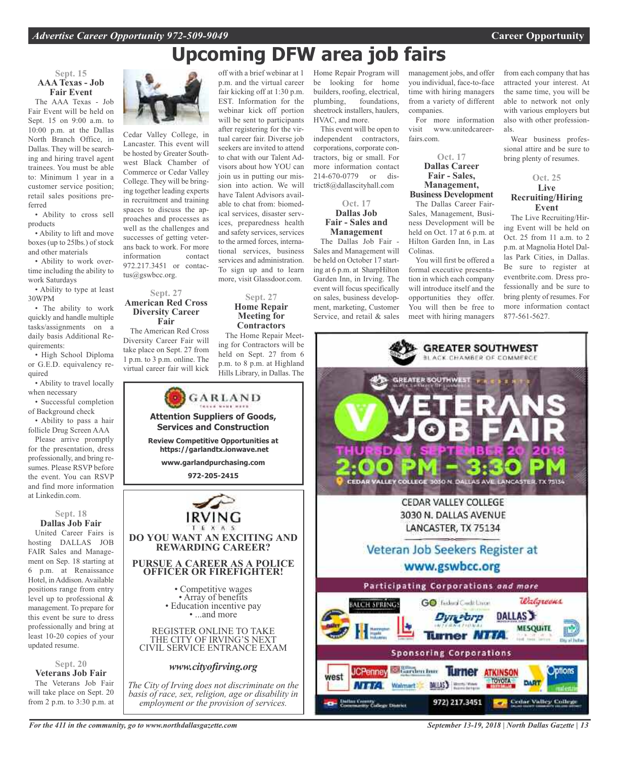# Upcoming DFW area job fairs

### Sept. 15
### AAA Texas - Job Fair Event

The AAA Texas - Job Fair Event will be held on Sept. 15 on 9:00 a.m. to 10:00 p.m. at the Dallas North Branch Office, in Dallas. They will be searching and hiring travel agent trainees. You must be able to: Minimum 1 year in a customer service position; retail sales positions preferred

- Ability to cross sell products
- Ability to lift and move boxes (up to 25lbs.) of stock and other materials
- Ability to work overtime including the ability to work Saturdays
- Ability to type at least 30WPM
- The ability to work quickly and handle multiple tasks/assignments on a daily basis Additional Requirements:
- High School Diploma or G.E.D. equivalency required
- Ability to travel locally when necessary
- Successful completion of Background check
- Ability to pass a hair follicle Drug Screen AAA

Please arrive promptly for the presentation, dress professionally, and bring resumes. Please RSVP before the event. You can RSVP and find more information at Linkedin.com.

### Sept. 18
### Dallas Job Fair

United Career Fairs is hosting DALLAS JOB FAIR Sales and Management on Sep. 18 starting at 6 p.m. at Renaissance Hotel, in Addison. Available positions range from entry level up to professional & management. To prepare for this event be sure to dress professionally and bring at least 10-20 copies of your updated resume.

### Sept. 20
### Veterans Job Fair

The Veterans Job Fair will take place on Sept. 20 from 2 p.m. to 3:30 p.m. at Cedar Valley College, in Lancaster. This event will be hosted by Greater Southwest Black Chamber of Commerce or Cedar Valley College. They will be bringing together leading experts in recruitment and training spaces to discuss the approaches and processes as well as the challenges and successes of getting veterans back to work. For more information contact 972.217.3451 or contactus@gswbcc.org.

### Sept. 27
### American Red Cross Diversity Career Fair

The American Red Cross Diversity Career Fair will take place on Sept. 27 from 1 p.m. to 3 p.m. online. The virtual career fair will kick off with a brief webinar at 1 p.m. and the virtual career fair kicking off at 1:30 p.m. EST. Information for the webinar kick off portion will be sent to participants after registering for the virtual career fair. Diverse job seekers are invited to attend to chat with our Talent Advisors about how YOU can join us in putting our mission into action. We will have Talent Advisors available to chat from: biomedical services, disaster services, preparedness health and safety services, services to the armed forces, international services, business services and administration. To sign up and to learn more, visit Glassdoor.com.

### Sept. 27
### Home Repair Meeting for Contractors

The Home Repair Meeting for Contractors will be held on Sept. 27 from 6 p.m. to 8 p.m. at Highland Hills Library, in Dallas. The Home Repair Program will be looking for home builders, roofing, electrical, plumbing, foundations, sheetrock installers, haulers, HVAC, and more.

This event will be open to independent contractors, corporations, corporate contractors, big or small. For more information contact 214-670-0779 or district8@dallascityhall.com

### Oct. 17
### Dallas Job Fair - Sales and Management

The Dallas Job Fair - Sales and Management will be held on October 17 starting at 6 p.m. at SharpHilton Garden Inn, in Irving. The event will focus specifically on sales, business development, marketing, Customer Service, and retail & sales management jobs, and offer you individual, face-to-face time with hiring managers from a variety of different companies.

For more information visit www.unitedcareerfairs.com.

### Oct. 17
### Dallas Career Fair - Sales, Management, Business Development

The Dallas Career Fair-Sales, Management, Business Development will be held on Oct. 17 at 6 p.m. at Hilton Garden Inn, in Las Colinas.

You will first be offered a formal executive presentation in which each company will introduce itself and the opportunities they offer. You will then be free to meet with hiring managers from each company that has attracted your interest. At the same time, you will be able to network not only with various employers but also with other professionals.

Wear business professional attire and be sure to bring plenty of resumes.

### Oct. 25
### Live Recruiting/Hiring Event

The Live Recruiting/Hiring Event will be held on Oct. 25 from 11 a.m. to 2 p.m. at Magnolia Hotel Dallas Park Cities, in Dallas. Be sure to register at eventbrite.com. Dress professionally and be sure to bring plenty of resumes. For more information contact 877-561-5627.

---

**GARLAND**

**Attention Suppliers of Goods, Services and Construction**

**Review Competitive Opportunities at https://garlandtx.ionwave.net**

**www.garlandpurchasing.com**

**972-205-2415**

---

**IRVING TEXAS**

**DO YOU WANT AN EXCITING AND REWARDING CAREER?**

**PURSUE A CAREER AS A POLICE OFFICER OR FIREFIGHTER!**

- Competitive wages
- Array of benefits
- Education incentive pay
- ...and more

REGISTER ONLINE TO TAKE THE CITY OF IRVING'S NEXT CIVIL SERVICE ENTRANCE EXAM

***www.cityofirving.org***

*The City of Irving does not discriminate on the basis of race, sex, religion, age or disability in employment or the provision of services.*

---

**GREATER SOUTHWEST BLACK CHAMBER OF COMMERCE**

GREATER SOUTHWEST PRESENTS

**VETERANS JOB FAIR**

**THURSDAY, SEPTEMBER 20, 2018**

**2:00 PM - 3:30 PM**

CEDAR VALLEY COLLEGE 3030 N. DALLAS AVE. LANCASTER, TX 75134

CEDAR VALLEY COLLEGE
3030 N. DALLAS AVENUE
LANCASTER, TX 75134

Veteran Job Seekers Register at
**www.gswbcc.org**

Participating Corporations *and more*

Sponsoring Corporations

972) 217.3451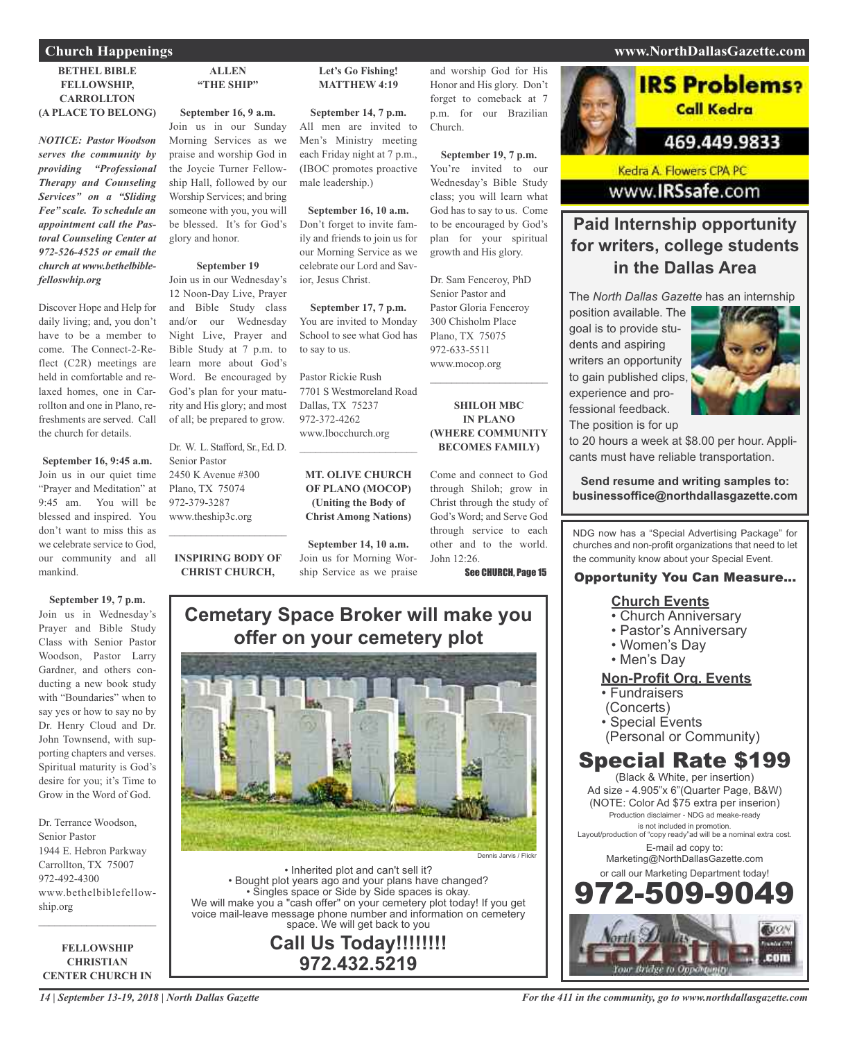## Church Happenings

### BETHEL BIBLE FELLOWSHIP, CARROLLTON (A PLACE TO BELONG)

*NOTICE: Pastor Woodson serves the community by providing "Professional Therapy and Counseling Services" on a "Sliding Fee" scale. To schedule an appointment call the Pastoral Counseling Center at 972-526-4525 or email the church at www.bethelbiblefelloswhip.org*

Discover Hope and Help for daily living; and, you don't have to be a member to come. The Connect-2-Reflect (C2R) meetings are held in comfortable and relaxed homes, one in Carrollton and one in Plano, refreshments are served. Call the church for details.

**September 16, 9:45 a.m.**
Join us in our quiet time "Prayer and Meditation" at 9:45 am. You will be blessed and inspired. You don't want to miss this as we celebrate service to God, our community and all mankind.

**September 19, 7 p.m.**
Join us in Wednesday's Prayer and Bible Study Class with Senior Pastor Woodson, Pastor Larry Gardner, and others conducting a new book study with "Boundaries" when to say yes or how to say no by Dr. Henry Cloud and Dr. John Townsend, with supporting chapters and verses. Spiritual maturity is God's desire for you; it's Time to Grow in the Word of God.

Dr. Terrance Woodson,
Senior Pastor
1944 E. Hebron Parkway
Carrollton, TX 75007
972-492-4300
www.bethelbiblefellowship.org

---

### FELLOWSHIP CHRISTIAN CENTER CHURCH IN

### ALLEN "THE SHIP"

**September 16, 9 a.m.**
Join us in our Sunday Morning Services as we praise and worship God in the Joycie Turner Fellowship Hall, followed by our Worship Services; and bring someone with you, you will be blessed. It's for God's glory and honor.

**September 19**
Join us in our Wednesday's 12 Noon-Day Live, Prayer and Bible Study class and/or our Wednesday Night Live, Prayer and Bible Study at 7 p.m. to learn more about God's Word. Be encouraged by God's plan for your maturity and His glory; and most of all; be prepared to grow.

Dr. W. L. Stafford, Sr., Ed. D.
Senior Pastor
2450 K Avenue #300
Plano, TX 75074
972-379-3287
www.theship3c.org

---

### INSPIRING BODY OF CHRIST CHURCH,

### Let's Go Fishing! MATTHEW 4:19

**September 14, 7 p.m.**
All men are invited to Men's Ministry meeting each Friday night at 7 p.m., (IBOC promotes proactive male leadership.)

**September 16, 10 a.m.**
Don't forget to invite family and friends to join us for our Morning Service as we celebrate our Lord and Savior, Jesus Christ.

**September 17, 7 p.m.**
You are invited to Monday School to see what God has to say to us.

Pastor Rickie Rush
7701 S Westmoreland Road
Dallas, TX 75237
972-372-4262
www.Ibocchurch.org

---

### MT. OLIVE CHURCH OF PLANO (MOCOP) (Uniting the Body of Christ Among Nations)

**September 14, 10 a.m.**
Join us for Morning Worship Service as we praise and worship God for His Honor and His glory. Don't forget to comeback at 7 p.m. for our Brazilian Church.

**September 19, 7 p.m.**
You're invited to our Wednesday's Bible Study class; you will learn what God has to say to us. Come to be encouraged by God's plan for your spiritual growth and His glory.

Dr. Sam Fenceroy, PhD
Senior Pastor and
Pastor Gloria Fenceroy
300 Chisholm Place
Plano, TX 75075
972-633-5511
www.mocop.org

---

### SHILOH MBC IN PLANO (WHERE COMMUNITY BECOMES FAMILY)

Come and connect to God through Shiloh; grow in Christ through the study of God's Word; and Serve God through service to each other and to the world. John 12:26.

See CHURCH, Page 15

---

## Cemetery Space Broker will make you offer on your cemetery plot

Dennis Jarvis / Flickr

- Inherited plot and can't sell it?
- Bought plot years ago and your plans have changed?
- Singles space or Side by Side spaces is okay.

We will make you a "cash offer" on your cemetery plot today! If you get voice mail-leave message phone number and information on cemetery space. We will get back to you

**Call Us Today!!!!!!!!**
**972.432.5219**

---

## IRS Problems? Call Kedra

469.449.9833

Kedra A. Flowers CPA PC
www.IRSsafe.com

---

## Paid Internship opportunity for writers, college students in the Dallas Area

The *North Dallas Gazette* has an internship position available. The goal is to provide students and aspiring writers an opportunity to gain published clips, experience and professional feedback. The position is for up to 20 hours a week at $8.00 per hour. Applicants must have reliable transportation.

**Send resume and writing samples to: businessoffice@northdallasgazette.com**

---

NDG now has a "Special Advertising Package" for churches and non-profit organizations that need to let the community know about your Special Event.

**Opportunity You Can Measure...**

**Church Events**
- Church Anniversary
- Pastor's Anniversary
- Women's Day
- Men's Day

**Non-Profit Org. Events**
- Fundraisers (Concerts)
- Special Events (Personal or Community)

## Special Rate $199

(Black & White, per insertion)
Ad size - 4.905"x 6"(Quarter Page, B&W)
(NOTE: Color Ad $75 extra per inserion)
Production disclaimer - NDG ad meake-ready is not included in promotion.
Layout/production of "copy ready"ad will be a nominal extra cost.
E-mail ad copy to:
Marketing@NorthDallasGazette.com
or call our Marketing Department today!

**972-509-9049**

North Dallas Gazette .com — Your Bridge to Opportunity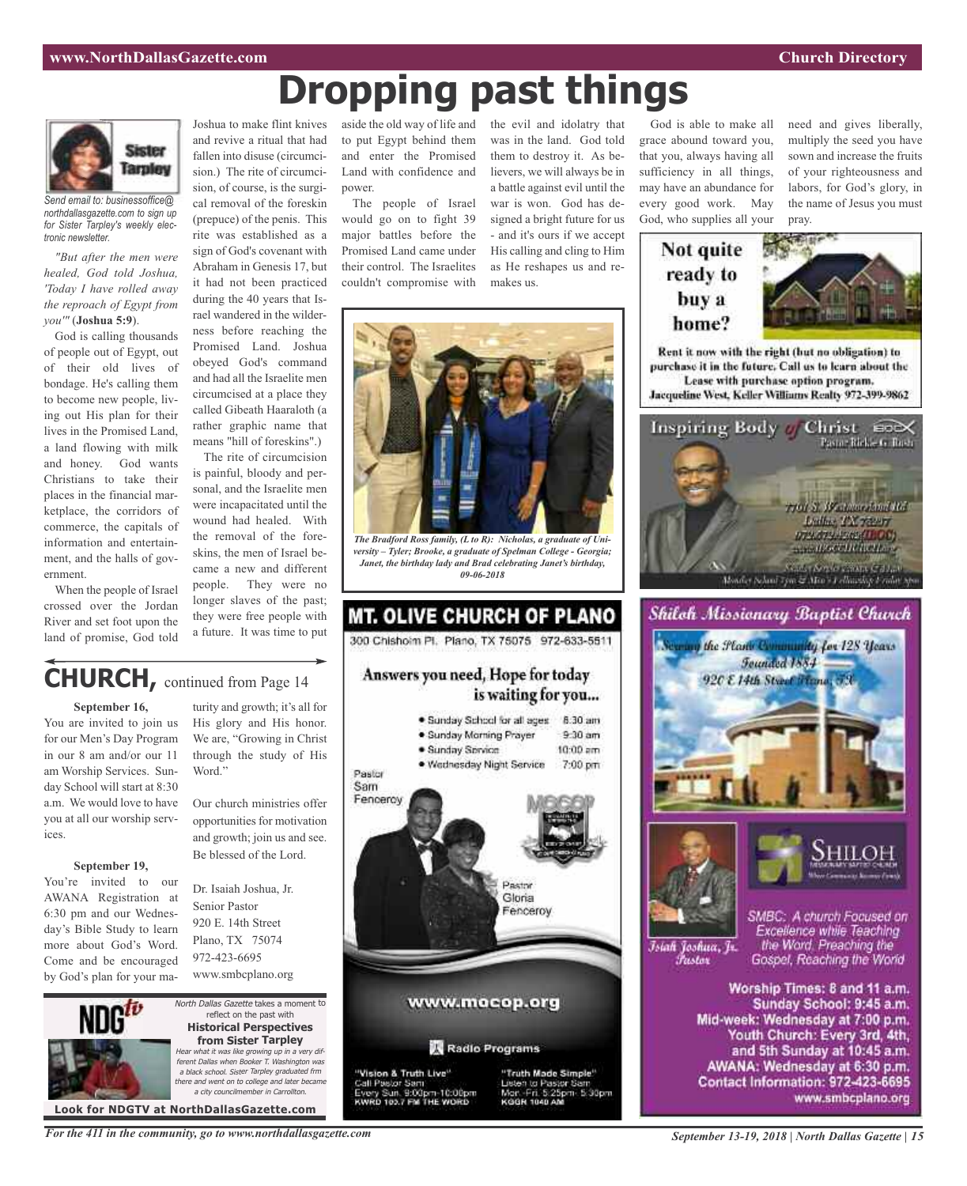# Dropping past things

Sister Tarpley

*Send email to: businessoffice@northdallasgazette.com to sign up for Sister Tarpley's weekly electronic newsletter.*

*"But after the men were healed, God told Joshua, 'Today I have rolled away the reproach of Egypt from you'"* (**Joshua 5:9**).

God is calling thousands of people out of Egypt, out of their old lives of bondage. He's calling them to become new people, living out His plan for their lives in the Promised Land, a land flowing with milk and honey. God wants Christians to take their places in the financial marketplace, the corridors of commerce, the capitals of information and entertainment, and the halls of government.

When the people of Israel crossed over the Jordan River and set foot upon the land of promise, God told Joshua to make flint knives and revive a ritual that had fallen into disuse (circumcision.) The rite of circumcision, of course, is the surgical removal of the foreskin (prepuce) of the penis. This rite was established as a sign of God's covenant with Abraham in Genesis 17, but it had not been practiced during the 40 years that Israel wandered in the wilderness before reaching the Promised Land. Joshua obeyed God's command and had all the Israelite men circumcised at a place they called Gibeath Haaraloth (a rather graphic name that means "hill of foreskins".)

The rite of circumcision is painful, bloody and personal, and the Israelite men were incapacitated until the wound had healed. With the removal of the foreskins, the men of Israel became a new and different people. They were no longer slaves of the past; they were free people with a future. It was time to put aside the old way of life and to put Egypt behind them and enter the Promised Land with confidence and power.

The people of Israel would go on to fight 39 major battles before the Promised Land came under their control. The Israelites couldn't compromise with the evil and idolatry that was in the land. God told them to destroy it. As believers, we will always be in a battle against evil until the war is won. God has designed a bright future for us - and it's ours if we accept His calling and cling to Him as He reshapes us and remakes us.

God is able to make all grace abound toward you, that you, always having all sufficiency in all things, may have an abundance for every good work. May God, who supplies all your need and gives liberally, multiply the seed you have sown and increase the fruits of your righteousness and labors, for God's glory, in the name of Jesus you must pray.

*The Bradford Ross family, (L to R): Nicholas, a graduate of University – Tyler; Brooke, a graduate of Spelman College - Georgia; Janet, the birthday lady and Brad celebrating Janet's birthday, 09-06-2018*

## CHURCH, continued from Page 14

**September 16,**

You are invited to join us for our Men's Day Program in our 8 am and/or our 11 am Worship Services. Sunday School will start at 8:30 a.m. We would love to have you at all our worship services.

**September 19,**

You're invited to our AWANA Registration at 6:30 pm and our Wednesday's Bible Study to learn more about God's Word. Come and be encouraged by God's plan for your maturity and growth; it's all for His glory and His honor. We are, "Growing in Christ through the study of His Word."

Our church ministries offer opportunities for motivation and growth; join us and see. Be blessed of the Lord.

Dr. Isaiah Joshua, Jr.
Senior Pastor
920 E. 14th Street
Plano, TX 75074
972-423-6695
www.smbcplano.org

NDGtv

*North Dallas Gazette* takes a moment to reflect on the past with
**Historical Perspectives from Sister Tarpley**
*Hear what it was like growing up in a very different Dallas when Booker T. Washington was a black school. Sister Tarpley graduated frm there and went on to college and later became a city councilmember in Carrollton.*

**Look for NDGTV at NorthDallasGazette.com**

## MT. OLIVE CHURCH OF PLANO

300 Chisholm Pl. Plano, TX 75075 972-633-5511

**Answers you need, Hope for today is waiting for you...**

- Sunday School for all ages 8:30 am
- Sunday Morning Prayer 9:30 am
- Sunday Service 10:00 am
- Wednesday Night Service 7:00 pm

Pastor Sam Fenceroy

Pastor Gloria Fenceroy

www.mocop.org

Radio Programs

"Vision & Truth Live"
Call Pastor Sam
Every Sun. 9:00pm-10:00pm
KWRD 100.7 FM THE WORD

"Truth Made Simple"
Listen to Pastor Sam
Mon.-Fri. 5:25pm- 5:30pm
KGGR 1040 AM

**Not quite ready to buy a home?**

Rent it now with the right (but no obligation) to purchase it in the future. Call us to learn about the Lease with purchase option program.
Jacqueline West, Keller Williams Realty 972-399-9862

Inspiring Body of Christ

Pastor Rickie G. Rush

## Shiloh Missionary Baptist Church

Serving the Plano Community for 128 Years
Founded 1884
920 E 14th Street Plano, TX

SHILOH

Isiah Joshua, Jr.
Pastor

SMBC: A church Focused on Excellence while Teaching the Word, Preaching the Gospel, Reaching the World

Worship Times: 8 and 11 a.m.
Sunday School: 9:45 a.m.
Mid-week: Wednesday at 7:00 p.m.
Youth Church: Every 3rd, 4th, and 5th Sunday at 10:45 a.m.
AWANA: Wednesday at 6:30 p.m.
Contact Information: 972-423-6695
www.smbcplano.org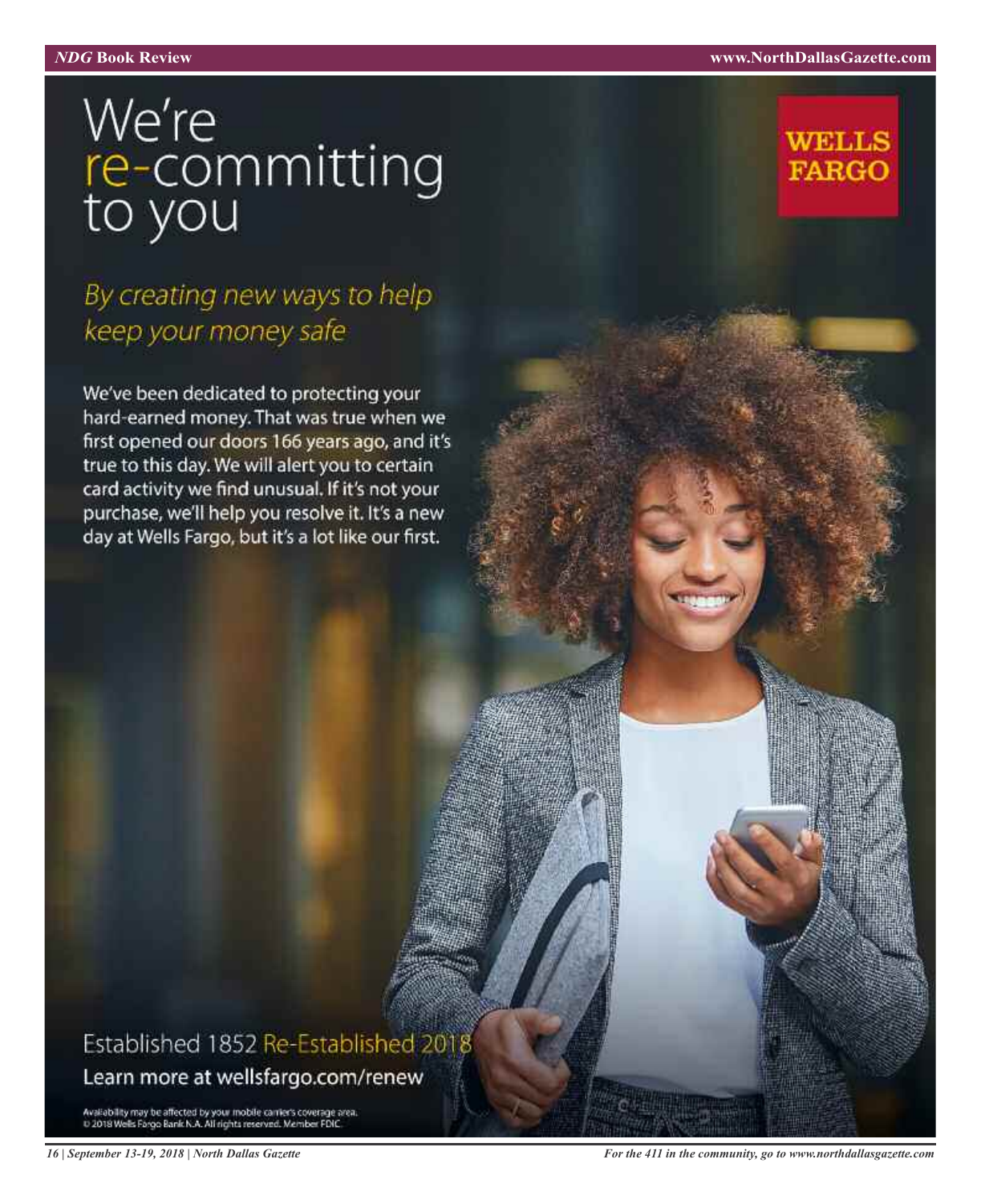# We're re-committing to you

*By creating new ways to help keep your money safe*

We've been dedicated to protecting your hard-earned money. That was true when we first opened our doors 166 years ago, and it's true to this day. We will alert you to certain card activity we find unusual. If it's not your purchase, we'll help you resolve it. It's a new day at Wells Fargo, but it's a lot like our first.

**WELLS FARGO**

Established 1852 Re-Established 2018

Learn more at wellsfargo.com/renew

Availability may be affected by your mobile carrier's coverage area.
© 2018 Wells Fargo Bank N.A. All rights reserved. Member FDIC.